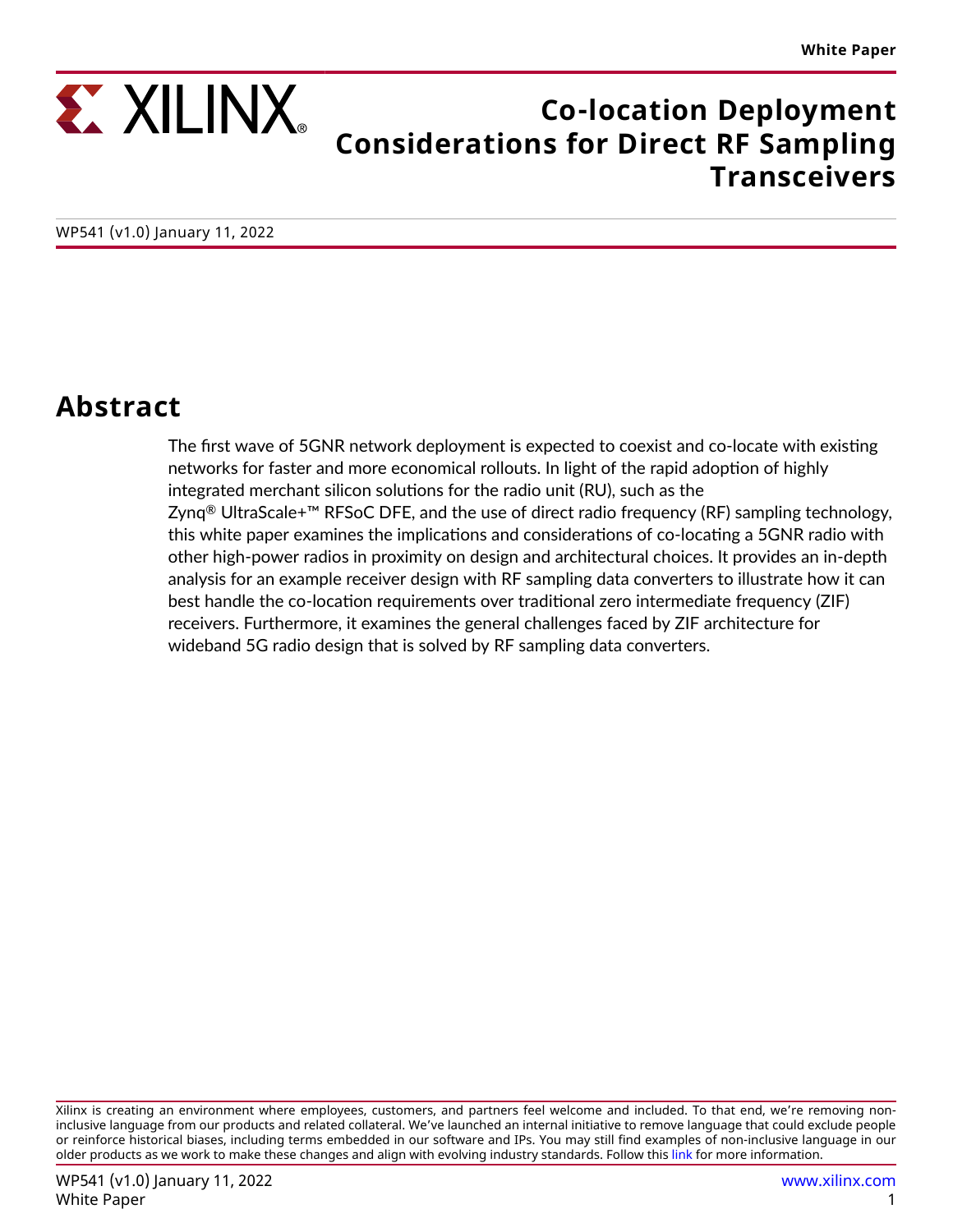# Co-location Deployment Considerations for Direct RF Sampling Transceivers

WP541 (v1.0) January 11, 2022

## Abstract

The first wave of 5GNR network deployment is expected to coexist and co-locate with existing networks for faster and more economical rollouts. In light of the rapid adoption of highly integrated merchant silicon solutions for the radio unit (RU), such as the Zynq® UltraScale+™ RFSoC DFE, and the use of direct radio frequency (RF) sampling technology, this white paper examines the implications and considerations of co-locating a 5GNR radio with other high-power radios in proximity on design and architectural choices. It provides an in-depth analysis for an example receiver design with RF sampling data converters to illustrate how it can best handle the co-location requirements over traditional zero intermediate frequency (ZIF) receivers. Furthermore, it examines the general challenges faced by ZIF architecture for wideband 5G radio design that is solved by RF sampling data converters.

Xilinx is creating an environment where employees, customers, and partners feel welcome and included. To that end, we're removing non-inclusive language from our products and related collateral. We've launched an internal initiative to remove language that could exclude people or reinforce historical biases, including terms embedded in our software and IPs. You may still find examples of non-inclusive language in our older products as we work to make these changes and align with evolving industry standards. Follow this link for more information.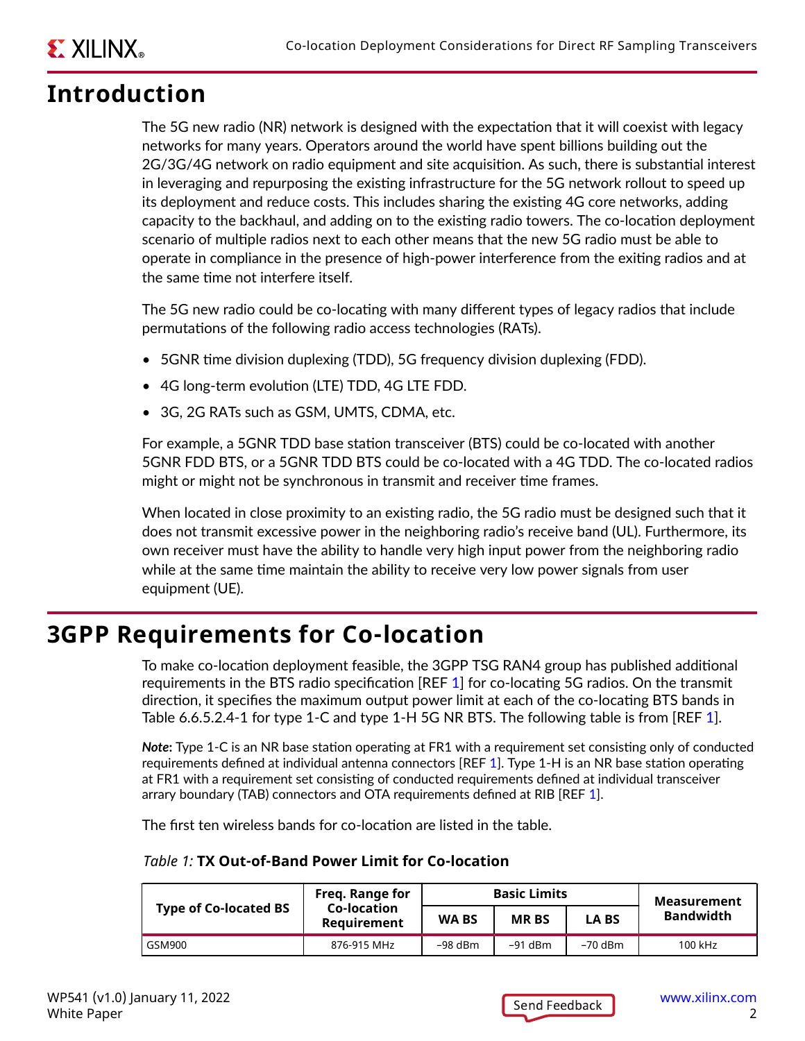# Introduction

The 5G new radio (NR) network is designed with the expectation that it will coexist with legacy networks for many years. Operators around the world have spent billions building out the 2G/3G/4G network on radio equipment and site acquisition. As such, there is substantial interest in leveraging and repurposing the existing infrastructure for the 5G network rollout to speed up its deployment and reduce costs. This includes sharing the existing 4G core networks, adding capacity to the backhaul, and adding on to the existing radio towers. The co-location deployment scenario of multiple radios next to each other means that the new 5G radio must be able to operate in compliance in the presence of high-power interference from the exiting radios and at the same time not interfere itself.

The 5G new radio could be co-locating with many different types of legacy radios that include permutations of the following radio access technologies (RATs).

- 5GNR time division duplexing (TDD), 5G frequency division duplexing (FDD).
- 4G long-term evolution (LTE) TDD, 4G LTE FDD.
- 3G, 2G RATs such as GSM, UMTS, CDMA, etc.

For example, a 5GNR TDD base station transceiver (BTS) could be co-located with another 5GNR FDD BTS, or a 5GNR TDD BTS could be co-located with a 4G TDD. The co-located radios might or might not be synchronous in transmit and receiver time frames.

When located in close proximity to an existing radio, the 5G radio must be designed such that it does not transmit excessive power in the neighboring radio's receive band (UL). Furthermore, its own receiver must have the ability to handle very high input power from the neighboring radio while at the same time maintain the ability to receive very low power signals from user equipment (UE).

# 3GPP Requirements for Co-location

To make co-location deployment feasible, the 3GPP TSG RAN4 group has published additional requirements in the BTS radio specification [REF 1] for co-locating 5G radios. On the transmit direction, it specifies the maximum output power limit at each of the co-locating BTS bands in Table 6.6.5.2.4-1 for type 1-C and type 1-H 5G NR BTS. The following table is from [REF 1].

***Note*:** Type 1-C is an NR base station operating at FR1 with a requirement set consisting only of conducted requirements defined at individual antenna connectors [REF 1]. Type 1-H is an NR base station operating at FR1 with a requirement set consisting of conducted requirements defined at individual transceiver array boundary (TAB) connectors and OTA requirements defined at RIB [REF 1].

The first ten wireless bands for co-location are listed in the table.

*Table 1:* **TX Out-of-Band Power Limit for Co-location**

| Type of Co-located BS | Freq. Range for Co-location Requirement | Basic Limits | | | Measurement Bandwidth |
|---|---|---|---|---|---|
| | | WA BS | MR BS | LA BS | |
| GSM900 | 876-915 MHz | –98 dBm | –91 dBm | –70 dBm | 100 kHz |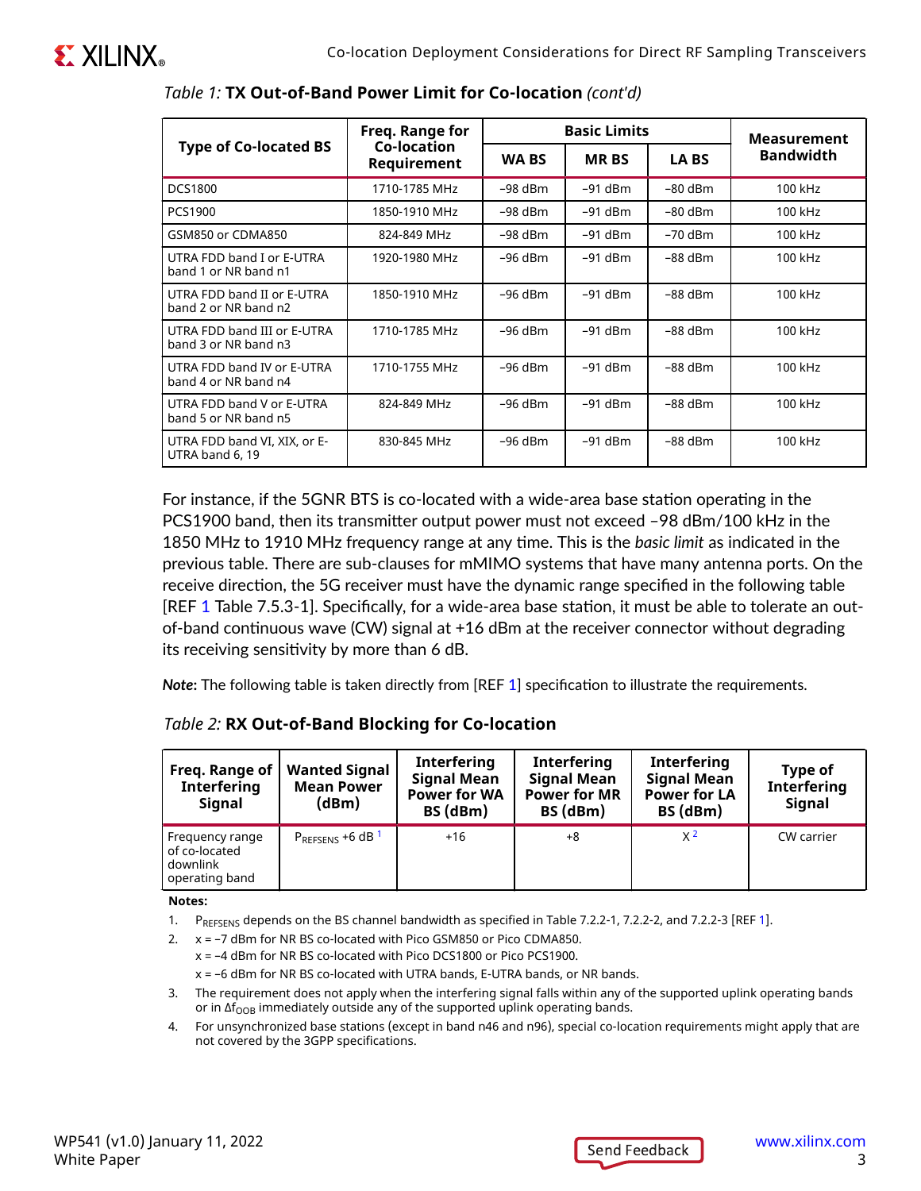*Table 1:* **TX Out-of-Band Power Limit for Co-location** *(cont'd)*

| Type of Co-located BS | Freq. Range for Co-location Requirement | Basic Limits | | | Measurement Bandwidth |
|---|---|---|---|---|---|
| | | WA BS | MR BS | LA BS | |
| DCS1800 | 1710-1785 MHz | –98 dBm | –91 dBm | –80 dBm | 100 kHz |
| PCS1900 | 1850-1910 MHz | –98 dBm | –91 dBm | –80 dBm | 100 kHz |
| GSM850 or CDMA850 | 824-849 MHz | –98 dBm | –91 dBm | –70 dBm | 100 kHz |
| UTRA FDD band I or E-UTRA band 1 or NR band n1 | 1920-1980 MHz | –96 dBm | –91 dBm | –88 dBm | 100 kHz |
| UTRA FDD band II or E-UTRA band 2 or NR band n2 | 1850-1910 MHz | –96 dBm | –91 dBm | –88 dBm | 100 kHz |
| UTRA FDD band III or E-UTRA band 3 or NR band n3 | 1710-1785 MHz | –96 dBm | –91 dBm | –88 dBm | 100 kHz |
| UTRA FDD band IV or E-UTRA band 4 or NR band n4 | 1710-1755 MHz | –96 dBm | –91 dBm | –88 dBm | 100 kHz |
| UTRA FDD band V or E-UTRA band 5 or NR band n5 | 824-849 MHz | –96 dBm | –91 dBm | –88 dBm | 100 kHz |
| UTRA FDD band VI, XIX, or E-UTRA band 6, 19 | 830-845 MHz | –96 dBm | –91 dBm | –88 dBm | 100 kHz |

For instance, if the 5GNR BTS is co-located with a wide-area base station operating in the PCS1900 band, then its transmitter output power must not exceed –98 dBm/100 kHz in the 1850 MHz to 1910 MHz frequency range at any time. This is the *basic limit* as indicated in the previous table. There are sub-clauses for mMIMO systems that have many antenna ports. On the receive direction, the 5G receiver must have the dynamic range specified in the following table [REF 1 Table 7.5.3-1]. Specifically, for a wide-area base station, it must be able to tolerate an out-of-band continuous wave (CW) signal at +16 dBm at the receiver connector without degrading its receiving sensitivity by more than 6 dB.

***Note***: The following table is taken directly from [REF 1] specification to illustrate the requirements.

*Table 2:* **RX Out-of-Band Blocking for Co-location**

| Freq. Range of Interfering Signal | Wanted Signal Mean Power (dBm) | Interfering Signal Mean Power for WA BS (dBm) | Interfering Signal Mean Power for MR BS (dBm) | Interfering Signal Mean Power for LA BS (dBm) | Type of Interfering Signal |
|---|---|---|---|---|---|
| Frequency range of co-located downlink operating band | $P_{REFSENS}$ +6 dB [1] | +16 | +8 | x [2] | CW carrier |

**Notes:**

1. $P_{REFSENS}$ depends on the BS channel bandwidth as specified in Table 7.2.2-1, 7.2.2-2, and 7.2.2-3 [REF 1].
2. x = –7 dBm for NR BS co-located with Pico GSM850 or Pico CDMA850.
   x = –4 dBm for NR BS co-located with Pico DCS1800 or Pico PCS1900.
   x = –6 dBm for NR BS co-located with UTRA bands, E-UTRA bands, or NR bands.
3. The requirement does not apply when the interfering signal falls within any of the supported uplink operating bands or in $\Delta f_{OOB}$ immediately outside any of the supported uplink operating bands.
4. For unsynchronized base stations (except in band n46 and n96), special co-location requirements might apply that are not covered by the 3GPP specifications.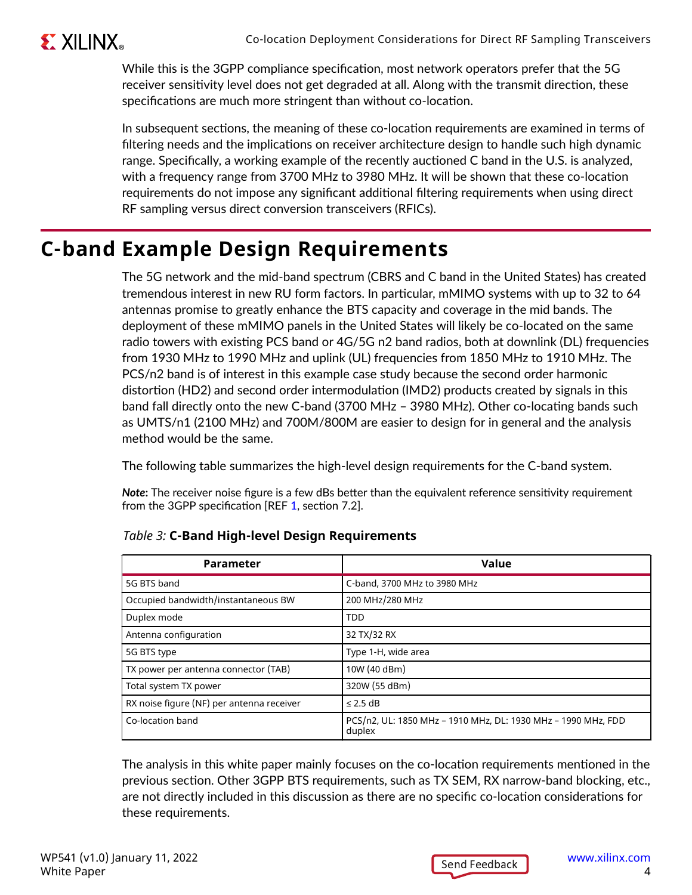While this is the 3GPP compliance specification, most network operators prefer that the 5G receiver sensitivity level does not get degraded at all. Along with the transmit direction, these specifications are much more stringent than without co-location.

In subsequent sections, the meaning of these co-location requirements are examined in terms of filtering needs and the implications on receiver architecture design to handle such high dynamic range. Specifically, a working example of the recently auctioned C band in the U.S. is analyzed, with a frequency range from 3700 MHz to 3980 MHz. It will be shown that these co-location requirements do not impose any significant additional filtering requirements when using direct RF sampling versus direct conversion transceivers (RFICs).

# C-band Example Design Requirements

The 5G network and the mid-band spectrum (CBRS and C band in the United States) has created tremendous interest in new RU form factors. In particular, mMIMO systems with up to 32 to 64 antennas promise to greatly enhance the BTS capacity and coverage in the mid bands. The deployment of these mMIMO panels in the United States will likely be co-located on the same radio towers with existing PCS band or 4G/5G n2 band radios, both at downlink (DL) frequencies from 1930 MHz to 1990 MHz and uplink (UL) frequencies from 1850 MHz to 1910 MHz. The PCS/n2 band is of interest in this example case study because the second order harmonic distortion (HD2) and second order intermodulation (IMD2) products created by signals in this band fall directly onto the new C-band (3700 MHz – 3980 MHz). Other co-locating bands such as UMTS/n1 (2100 MHz) and 700M/800M are easier to design for in general and the analysis method would be the same.

The following table summarizes the high-level design requirements for the C-band system.

***Note*:** The receiver noise figure is a few dBs better than the equivalent reference sensitivity requirement from the 3GPP specification [REF 1, section 7.2].

*Table 3:* **C-Band High-level Design Requirements**

| Parameter | Value |
|---|---|
| 5G BTS band | C-band, 3700 MHz to 3980 MHz |
| Occupied bandwidth/instantaneous BW | 200 MHz/280 MHz |
| Duplex mode | TDD |
| Antenna configuration | 32 TX/32 RX |
| 5G BTS type | Type 1-H, wide area |
| TX power per antenna connector (TAB) | 10W (40 dBm) |
| Total system TX power | 320W (55 dBm) |
| RX noise figure (NF) per antenna receiver | ≤ 2.5 dB |
| Co-location band | PCS/n2, UL: 1850 MHz – 1910 MHz, DL: 1930 MHz – 1990 MHz, FDD duplex |

The analysis in this white paper mainly focuses on the co-location requirements mentioned in the previous section. Other 3GPP BTS requirements, such as TX SEM, RX narrow-band blocking, etc., are not directly included in this discussion as there are no specific co-location considerations for these requirements.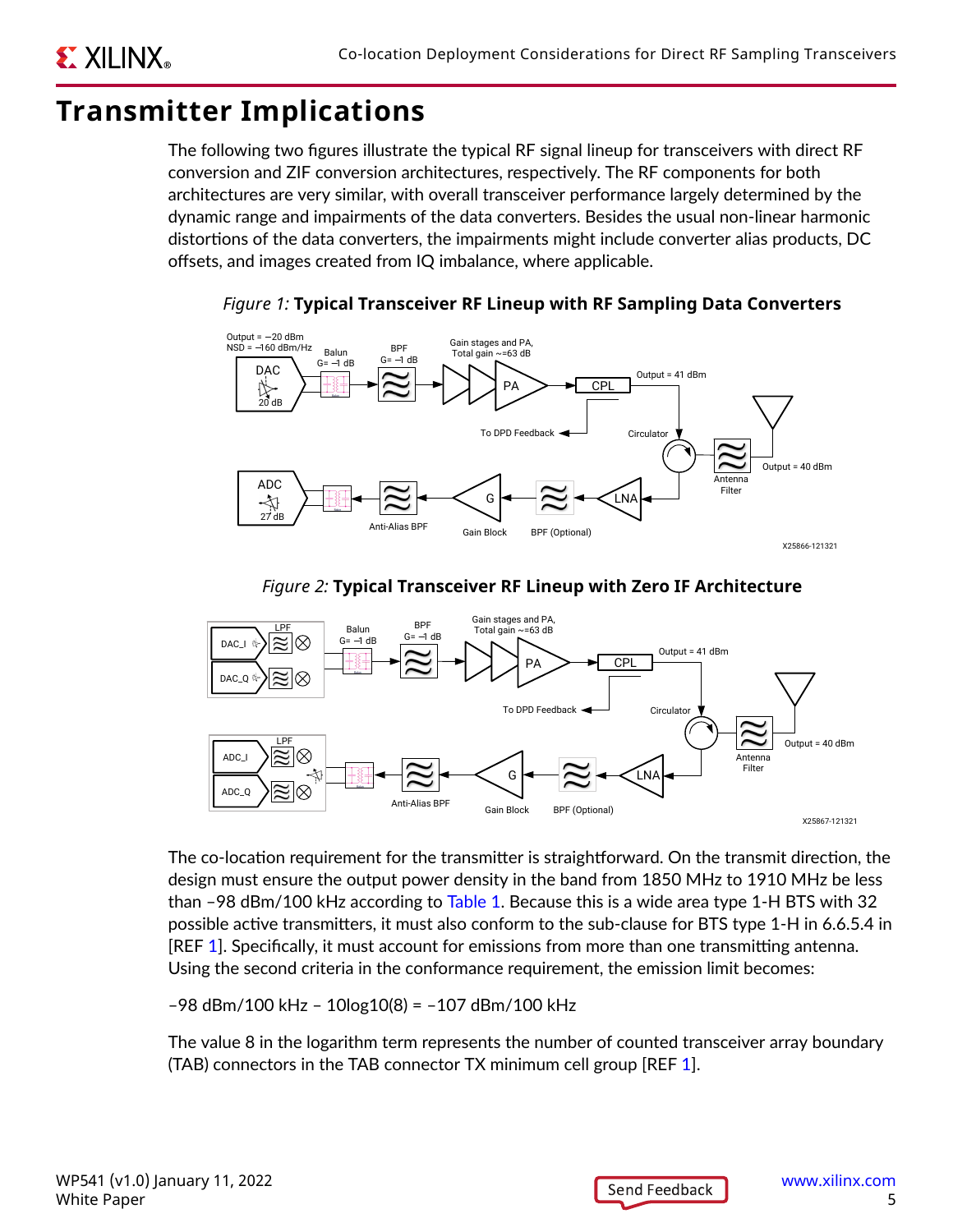# Transmitter Implications

The following two figures illustrate the typical RF signal lineup for transceivers with direct RF conversion and ZIF conversion architectures, respectively. The RF components for both architectures are very similar, with overall transceiver performance largely determined by the dynamic range and impairments of the data converters. Besides the usual non-linear harmonic distortions of the data converters, the impairments might include converter alias products, DC offsets, and images created from IQ imbalance, where applicable.

*Figure 1:* **Typical Transceiver RF Lineup with RF Sampling Data Converters**

*Figure 2:* **Typical Transceiver RF Lineup with Zero IF Architecture**

The co-location requirement for the transmitter is straightforward. On the transmit direction, the design must ensure the output power density in the band from 1850 MHz to 1910 MHz be less than –98 dBm/100 kHz according to Table 1. Because this is a wide area type 1-H BTS with 32 possible active transmitters, it must also conform to the sub-clause for BTS type 1-H in 6.6.5.4 in [REF 1]. Specifically, it must account for emissions from more than one transmitting antenna. Using the second criteria in the conformance requirement, the emission limit becomes:

–98 dBm/100 kHz – 10log10(8) = –107 dBm/100 kHz

The value 8 in the logarithm term represents the number of counted transceiver array boundary (TAB) connectors in the TAB connector TX minimum cell group [REF 1].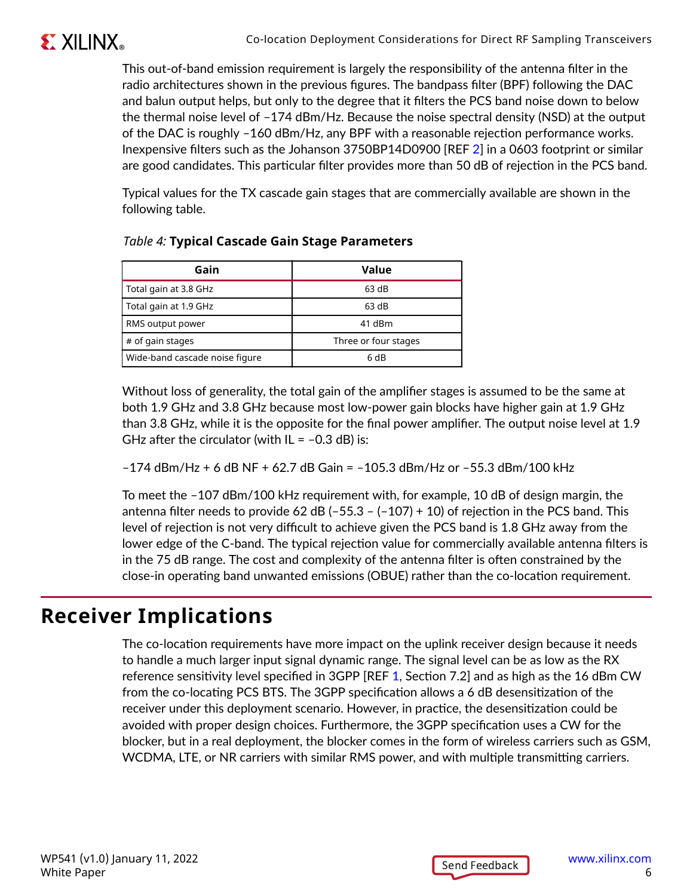This out-of-band emission requirement is largely the responsibility of the antenna filter in the radio architectures shown in the previous figures. The bandpass filter (BPF) following the DAC and balun output helps, but only to the degree that it filters the PCS band noise down to below the thermal noise level of –174 dBm/Hz. Because the noise spectral density (NSD) at the output of the DAC is roughly –160 dBm/Hz, any BPF with a reasonable rejection performance works. Inexpensive filters such as the Johanson 3750BP14D0900 [REF 2] in a 0603 footprint or similar are good candidates. This particular filter provides more than 50 dB of rejection in the PCS band.

Typical values for the TX cascade gain stages that are commercially available are shown in the following table.

*Table 4:* **Typical Cascade Gain Stage Parameters**

| Gain | Value |
|---|---|
| Total gain at 3.8 GHz | 63 dB |
| Total gain at 1.9 GHz | 63 dB |
| RMS output power | 41 dBm |
| # of gain stages | Three or four stages |
| Wide-band cascade noise figure | 6 dB |

Without loss of generality, the total gain of the amplifier stages is assumed to be the same at both 1.9 GHz and 3.8 GHz because most low-power gain blocks have higher gain at 1.9 GHz than 3.8 GHz, while it is the opposite for the final power amplifier. The output noise level at 1.9 GHz after the circulator (with IL = –0.3 dB) is:

–174 dBm/Hz + 6 dB NF + 62.7 dB Gain = –105.3 dBm/Hz or –55.3 dBm/100 kHz

To meet the –107 dBm/100 kHz requirement with, for example, 10 dB of design margin, the antenna filter needs to provide 62 dB (–55.3 – (–107) + 10) of rejection in the PCS band. This level of rejection is not very difficult to achieve given the PCS band is 1.8 GHz away from the lower edge of the C-band. The typical rejection value for commercially available antenna filters is in the 75 dB range. The cost and complexity of the antenna filter is often constrained by the close-in operating band unwanted emissions (OBUE) rather than the co-location requirement.

# Receiver Implications

The co-location requirements have more impact on the uplink receiver design because it needs to handle a much larger input signal dynamic range. The signal level can be as low as the RX reference sensitivity level specified in 3GPP [REF 1, Section 7.2] and as high as the 16 dBm CW from the co-locating PCS BTS. The 3GPP specification allows a 6 dB desensitization of the receiver under this deployment scenario. However, in practice, the desensitization could be avoided with proper design choices. Furthermore, the 3GPP specification uses a CW for the blocker, but in a real deployment, the blocker comes in the form of wireless carriers such as GSM, WCDMA, LTE, or NR carriers with similar RMS power, and with multiple transmitting carriers.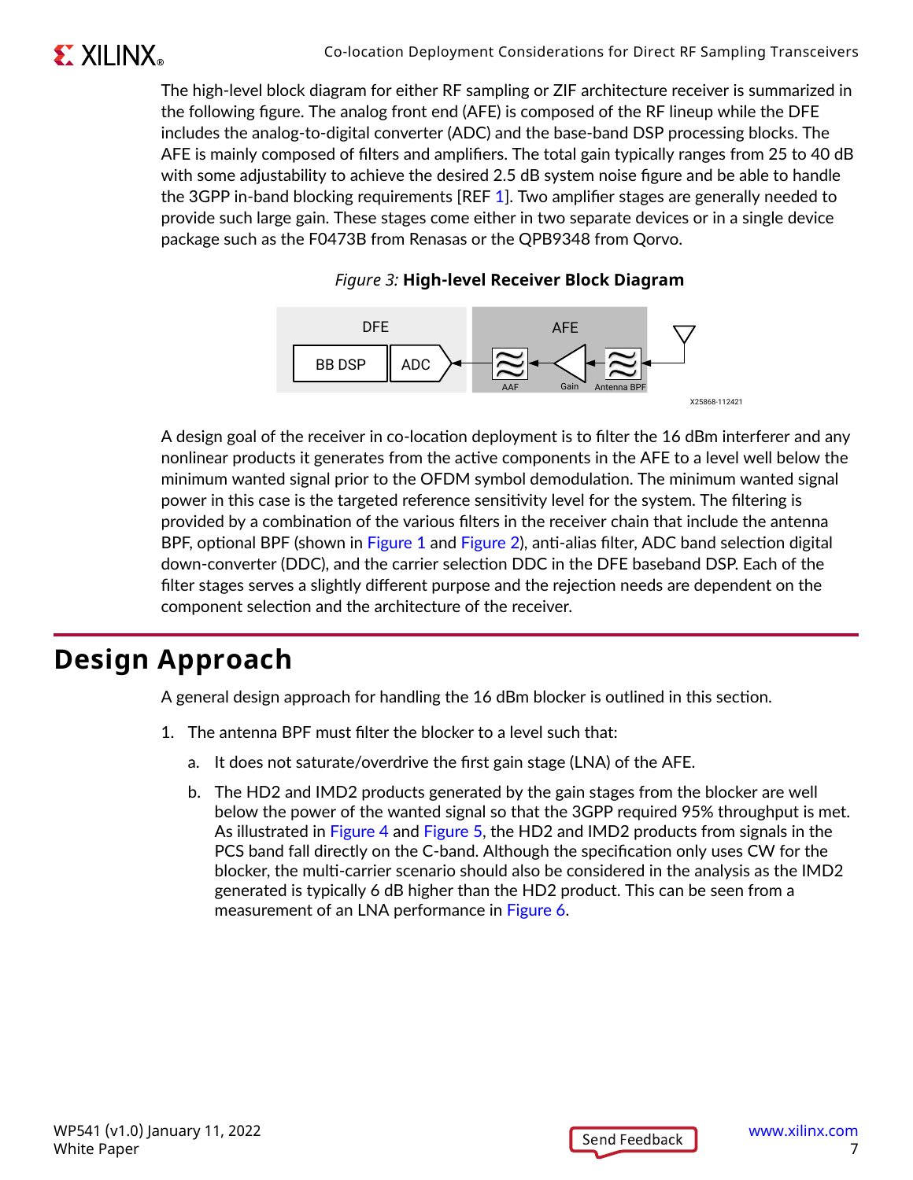The high-level block diagram for either RF sampling or ZIF architecture receiver is summarized in the following figure. The analog front end (AFE) is composed of the RF lineup while the DFE includes the analog-to-digital converter (ADC) and the base-band DSP processing blocks. The AFE is mainly composed of filters and amplifiers. The total gain typically ranges from 25 to 40 dB with some adjustability to achieve the desired 2.5 dB system noise figure and be able to handle the 3GPP in-band blocking requirements [REF 1]. Two amplifier stages are generally needed to provide such large gain. These stages come either in two separate devices or in a single device package such as the F0473B from Renasas or the QPB9348 from Qorvo.

*Figure 3:* **High-level Receiver Block Diagram**

DFE: BB DSP, ADC — AFE: AAF, Gain, Antenna BPF

X25868-112421

A design goal of the receiver in co-location deployment is to filter the 16 dBm interferer and any nonlinear products it generates from the active components in the AFE to a level well below the minimum wanted signal prior to the OFDM symbol demodulation. The minimum wanted signal power in this case is the targeted reference sensitivity level for the system. The filtering is provided by a combination of the various filters in the receiver chain that include the antenna BPF, optional BPF (shown in Figure 1 and Figure 2), anti-alias filter, ADC band selection digital down-converter (DDC), and the carrier selection DDC in the DFE baseband DSP. Each of the filter stages serves a slightly different purpose and the rejection needs are dependent on the component selection and the architecture of the receiver.

# Design Approach

A general design approach for handling the 16 dBm blocker is outlined in this section.

1. The antenna BPF must filter the blocker to a level such that:

   a. It does not saturate/overdrive the first gain stage (LNA) of the AFE.

   b. The HD2 and IMD2 products generated by the gain stages from the blocker are well below the power of the wanted signal so that the 3GPP required 95% throughput is met. As illustrated in Figure 4 and Figure 5, the HD2 and IMD2 products from signals in the PCS band fall directly on the C-band. Although the specification only uses CW for the blocker, the multi-carrier scenario should also be considered in the analysis as the IMD2 generated is typically 6 dB higher than the HD2 product. This can be seen from a measurement of an LNA performance in Figure 6.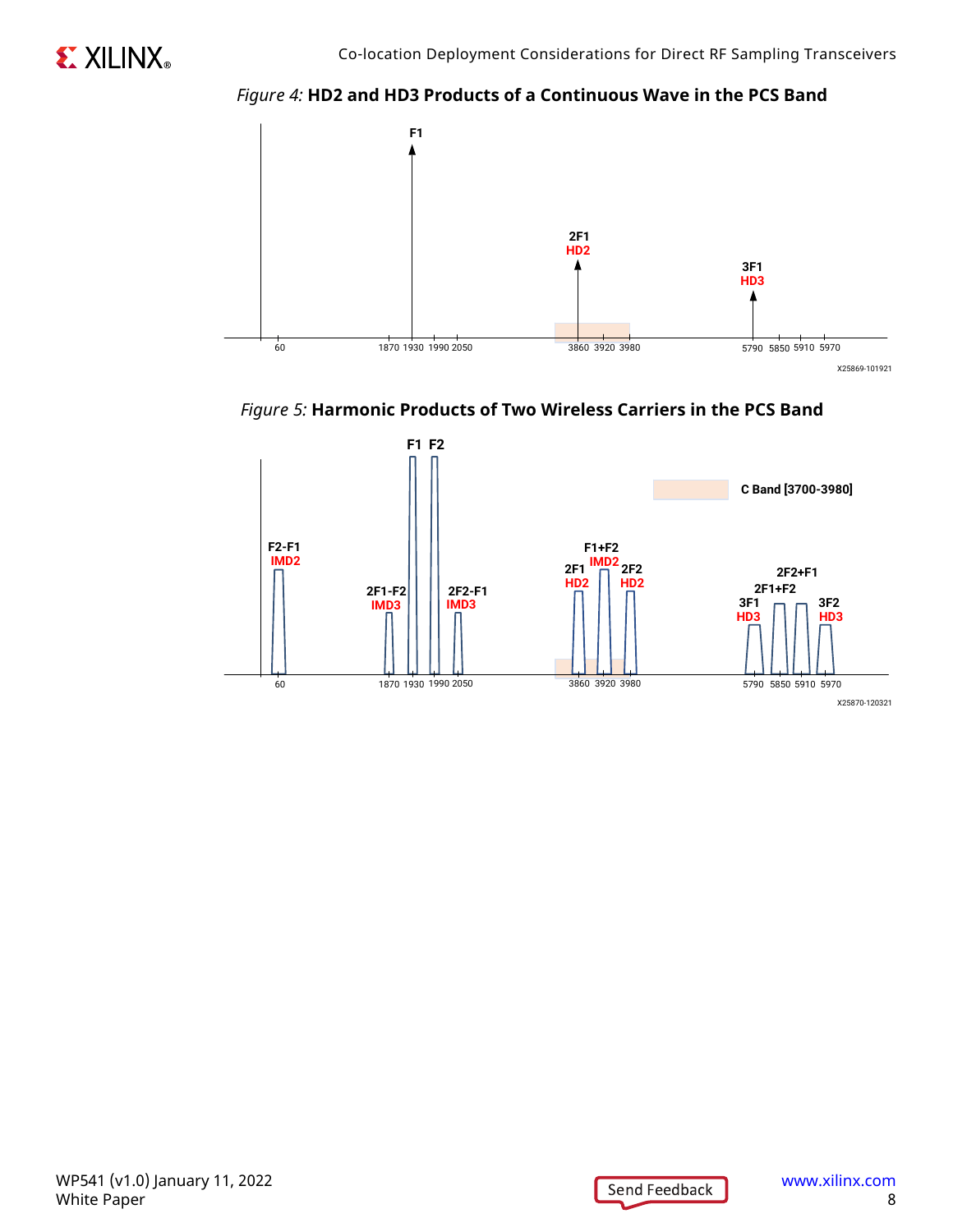*Figure 4:* **HD2 and HD3 Products of a Continuous Wave in the PCS Band**

*Figure 5:* **Harmonic Products of Two Wireless Carriers in the PCS Band**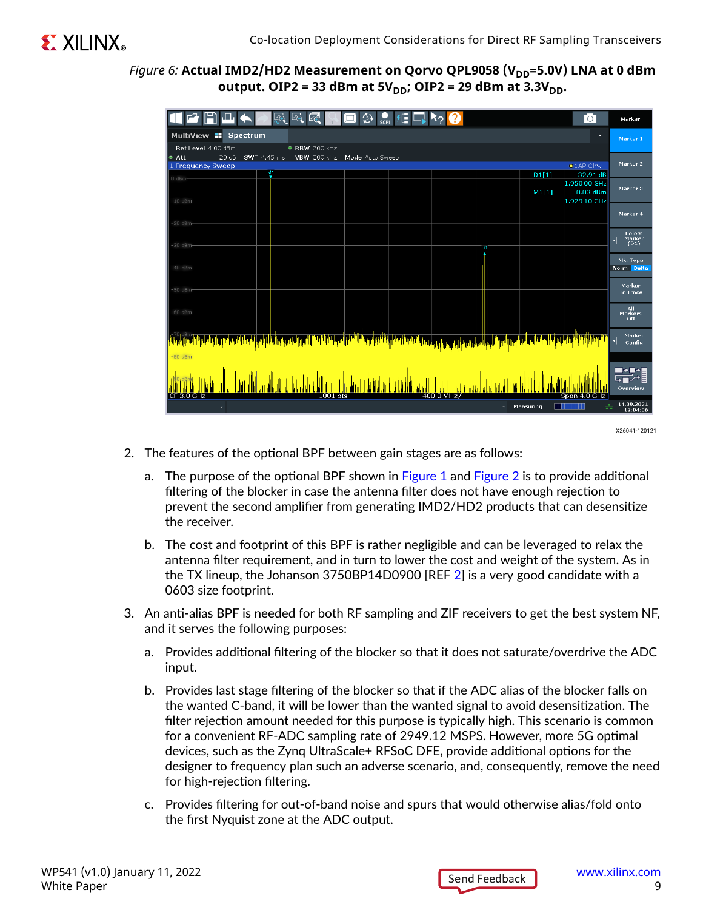*Figure 6:* **Actual IMD2/HD2 Measurement on Qorvo QPL9058 ($V_{DD}$=5.0V) LNA at 0 dBm output. OIP2 = 33 dBm at 5$V_{DD}$; OIP2 = 29 dBm at 3.3$V_{DD}$.**

X26041-120121

2. The features of the optional BPF between gain stages are as follows:

    a. The purpose of the optional BPF shown in Figure 1 and Figure 2 is to provide additional filtering of the blocker in case the antenna filter does not have enough rejection to prevent the second amplifier from generating IMD2/HD2 products that can desensitize the receiver.

    b. The cost and footprint of this BPF is rather negligible and can be leveraged to relax the antenna filter requirement, and in turn to lower the cost and weight of the system. As in the TX lineup, the Johanson 3750BP14D0900 [REF 2] is a very good candidate with a 0603 size footprint.

3. An anti-alias BPF is needed for both RF sampling and ZIF receivers to get the best system NF, and it serves the following purposes:

    a. Provides additional filtering of the blocker so that it does not saturate/overdrive the ADC input.

    b. Provides last stage filtering of the blocker so that if the ADC alias of the blocker falls on the wanted C-band, it will be lower than the wanted signal to avoid desensitization. The filter rejection amount needed for this purpose is typically high. This scenario is common for a convenient RF-ADC sampling rate of 2949.12 MSPS. However, more 5G optimal devices, such as the Zynq UltraScale+ RFSoC DFE, provide additional options for the designer to frequency plan such an adverse scenario, and, consequently, remove the need for high-rejection filtering.

    c. Provides filtering for out-of-band noise and spurs that would otherwise alias/fold onto the first Nyquist zone at the ADC output.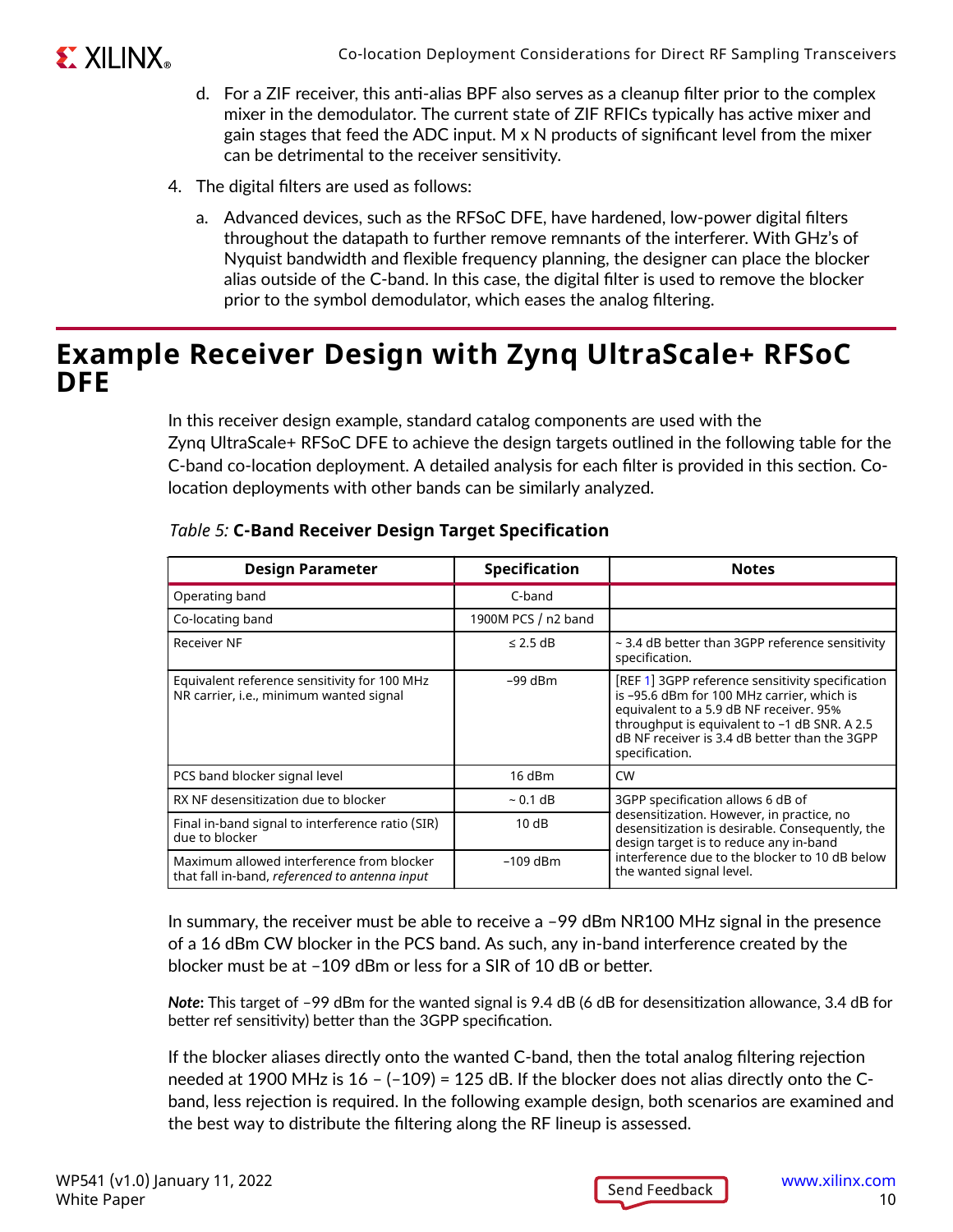d. For a ZIF receiver, this anti-alias BPF also serves as a cleanup filter prior to the complex mixer in the demodulator. The current state of ZIF RFICs typically has active mixer and gain stages that feed the ADC input. M x N products of significant level from the mixer can be detrimental to the receiver sensitivity.

4. The digital filters are used as follows:

   a. Advanced devices, such as the RFSoC DFE, have hardened, low-power digital filters throughout the datapath to further remove remnants of the interferer. With GHz's of Nyquist bandwidth and flexible frequency planning, the designer can place the blocker alias outside of the C-band. In this case, the digital filter is used to remove the blocker prior to the symbol demodulator, which eases the analog filtering.

# Example Receiver Design with Zynq UltraScale+ RFSoC DFE

In this receiver design example, standard catalog components are used with the Zynq UltraScale+ RFSoC DFE to achieve the design targets outlined in the following table for the C-band co-location deployment. A detailed analysis for each filter is provided in this section. Co-location deployments with other bands can be similarly analyzed.

*Table 5:* **C-Band Receiver Design Target Specification**

| Design Parameter | Specification | Notes |
|---|---|---|
| Operating band | C-band | |
| Co-locating band | 1900M PCS / n2 band | |
| Receiver NF | ≤ 2.5 dB | ~ 3.4 dB better than 3GPP reference sensitivity specification. |
| Equivalent reference sensitivity for 100 MHz NR carrier, i.e., minimum wanted signal | –99 dBm | [REF 1] 3GPP reference sensitivity specification is –95.6 dBm for 100 MHz carrier, which is equivalent to a 5.9 dB NF receiver. 95% throughput is equivalent to –1 dB SNR. A 2.5 dB NF receiver is 3.4 dB better than the 3GPP specification. |
| PCS band blocker signal level | 16 dBm | CW |
| RX NF desensitization due to blocker | ~ 0.1 dB | 3GPP specification allows 6 dB of desensitization. However, in practice, no desensitization is desirable. Consequently, the design target is to reduce any in-band interference due to the blocker to 10 dB below the wanted signal level. |
| Final in-band signal to interference ratio (SIR) due to blocker | 10 dB | |
| Maximum allowed interference from blocker that fall in-band, *referenced to antenna input* | –109 dBm | |

In summary, the receiver must be able to receive a –99 dBm NR100 MHz signal in the presence of a 16 dBm CW blocker in the PCS band. As such, any in-band interference created by the blocker must be at –109 dBm or less for a SIR of 10 dB or better.

***Note*:** This target of –99 dBm for the wanted signal is 9.4 dB (6 dB for desensitization allowance, 3.4 dB for better ref sensitivity) better than the 3GPP specification.

If the blocker aliases directly onto the wanted C-band, then the total analog filtering rejection needed at 1900 MHz is 16 – (–109) = 125 dB. If the blocker does not alias directly onto the C-band, less rejection is required. In the following example design, both scenarios are examined and the best way to distribute the filtering along the RF lineup is assessed.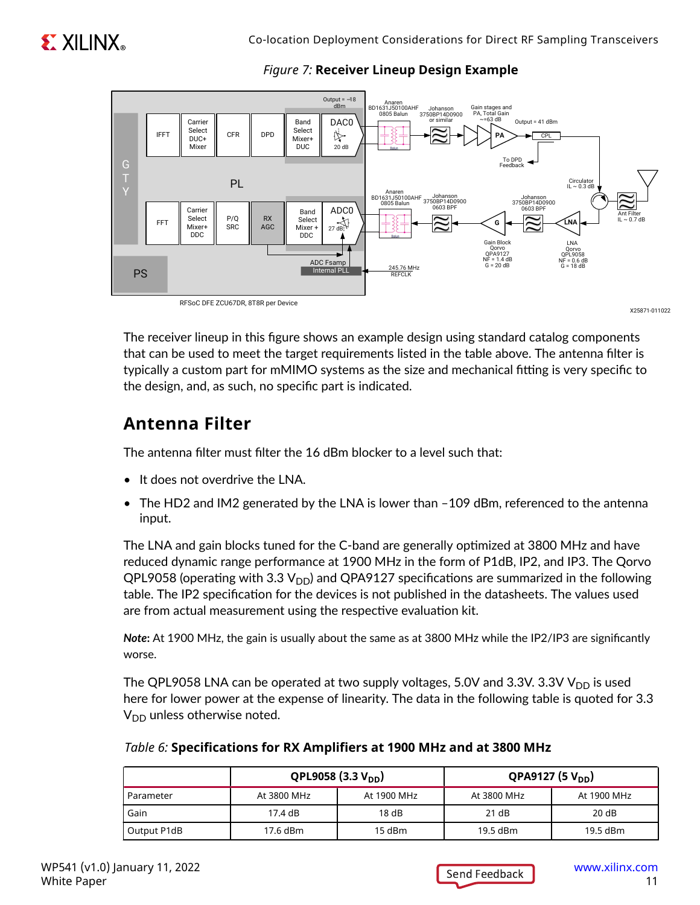*Figure 7:* **Receiver Lineup Design Example**

The receiver lineup in this figure shows an example design using standard catalog components that can be used to meet the target requirements listed in the table above. The antenna filter is typically a custom part for mMIMO systems as the size and mechanical fitting is very specific to the design, and, as such, no specific part is indicated.

## Antenna Filter

The antenna filter must filter the 16 dBm blocker to a level such that:

- It does not overdrive the LNA.
- The HD2 and IM2 generated by the LNA is lower than –109 dBm, referenced to the antenna input.

The LNA and gain blocks tuned for the C-band are generally optimized at 3800 MHz and have reduced dynamic range performance at 1900 MHz in the form of P1dB, IP2, and IP3. The Qorvo QPL9058 (operating with 3.3 $V_{DD}$) and QPA9127 specifications are summarized in the following table. The IP2 specification for the devices is not published in the datasheets. The values used are from actual measurement using the respective evaluation kit.

***Note*:** At 1900 MHz, the gain is usually about the same as at 3800 MHz while the IP2/IP3 are significantly worse.

The QPL9058 LNA can be operated at two supply voltages, 5.0V and 3.3V. 3.3V $V_{DD}$ is used here for lower power at the expense of linearity. The data in the following table is quoted for 3.3 $V_{DD}$ unless otherwise noted.

*Table 6:* **Specifications for RX Amplifiers at 1900 MHz and at 3800 MHz**

| | QPL9058 (3.3 $V_{DD}$) | | QPA9127 (5 $V_{DD}$) | |
|---|---|---|---|---|
| Parameter | At 3800 MHz | At 1900 MHz | At 3800 MHz | At 1900 MHz |
| Gain | 17.4 dB | 18 dB | 21 dB | 20 dB |
| Output P1dB | 17.6 dBm | 15 dBm | 19.5 dBm | 19.5 dBm |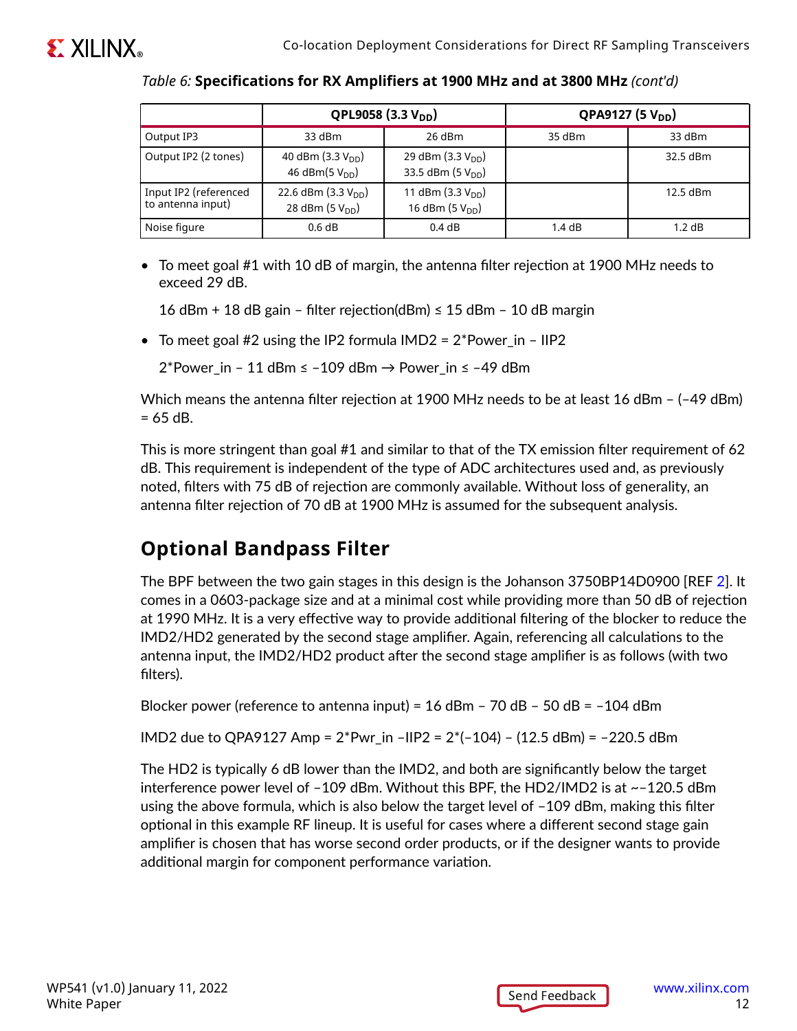*Table 6:* **Specifications for RX Amplifiers at 1900 MHz and at 3800 MHz** *(cont'd)*

| | QPL9058 (3.3 $V_{DD}$) | | QPA9127 (5 $V_{DD}$) | |
|---|---|---|---|---|
| Output IP3 | 33 dBm | 26 dBm | 35 dBm | 33 dBm |
| Output IP2 (2 tones) | 40 dBm (3.3 $V_{DD}$)<br>46 dBm(5 $V_{DD}$) | 29 dBm (3.3 $V_{DD}$)<br>33.5 dBm (5 $V_{DD}$) | | 32.5 dBm |
| Input IP2 (referenced to antenna input) | 22.6 dBm (3.3 $V_{DD}$)<br>28 dBm (5 $V_{DD}$) | 11 dBm (3.3 $V_{DD}$)<br>16 dBm (5 $V_{DD}$) | | 12.5 dBm |
| Noise figure | 0.6 dB | 0.4 dB | 1.4 dB | 1.2 dB |

- To meet goal #1 with 10 dB of margin, the antenna filter rejection at 1900 MHz needs to exceed 29 dB.

  16 dBm + 18 dB gain – filter rejection(dBm) ≤ 15 dBm – 10 dB margin

- To meet goal #2 using the IP2 formula IMD2 = 2*Power_in – IIP2

  2*Power_in – 11 dBm ≤ –109 dBm → Power_in ≤ –49 dBm

Which means the antenna filter rejection at 1900 MHz needs to be at least 16 dBm – (–49 dBm) = 65 dB.

This is more stringent than goal #1 and similar to that of the TX emission filter requirement of 62 dB. This requirement is independent of the type of ADC architectures used and, as previously noted, filters with 75 dB of rejection are commonly available. Without loss of generality, an antenna filter rejection of 70 dB at 1900 MHz is assumed for the subsequent analysis.

## Optional Bandpass Filter

The BPF between the two gain stages in this design is the Johanson 3750BP14D0900 [REF 2]. It comes in a 0603-package size and at a minimal cost while providing more than 50 dB of rejection at 1990 MHz. It is a very effective way to provide additional filtering of the blocker to reduce the IMD2/HD2 generated by the second stage amplifier. Again, referencing all calculations to the antenna input, the IMD2/HD2 product after the second stage amplifier is as follows (with two filters).

Blocker power (reference to antenna input) = 16 dBm – 70 dB – 50 dB = –104 dBm

IMD2 due to QPA9127 Amp = 2*Pwr_in –IIP2 = 2*(–104) – (12.5 dBm) = –220.5 dBm

The HD2 is typically 6 dB lower than the IMD2, and both are significantly below the target interference power level of –109 dBm. Without this BPF, the HD2/IMD2 is at ~–120.5 dBm using the above formula, which is also below the target level of –109 dBm, making this filter optional in this example RF lineup. It is useful for cases where a different second stage gain amplifier is chosen that has worse second order products, or if the designer wants to provide additional margin for component performance variation.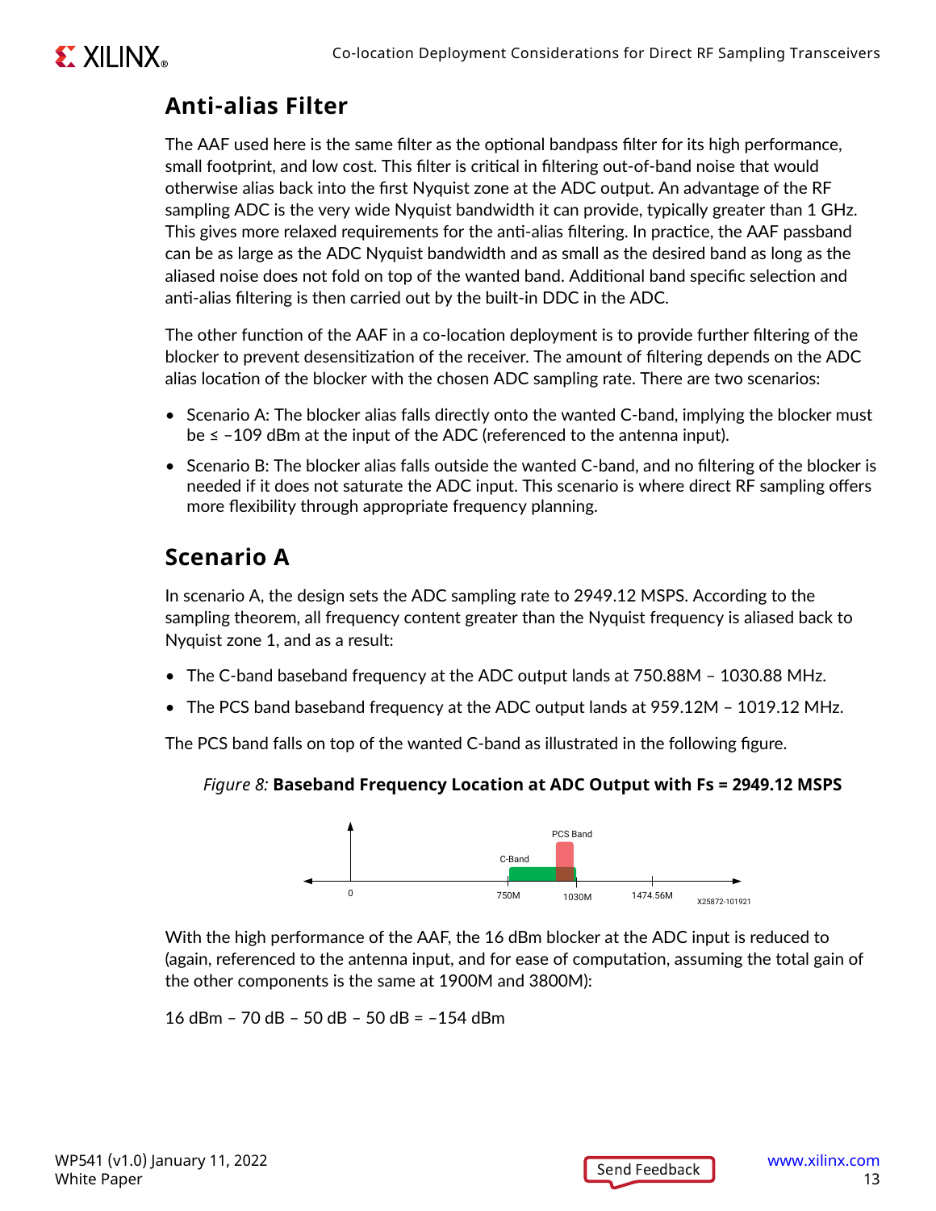## Anti-alias Filter

The AAF used here is the same filter as the optional bandpass filter for its high performance, small footprint, and low cost. This filter is critical in filtering out-of-band noise that would otherwise alias back into the first Nyquist zone at the ADC output. An advantage of the RF sampling ADC is the very wide Nyquist bandwidth it can provide, typically greater than 1 GHz. This gives more relaxed requirements for the anti-alias filtering. In practice, the AAF passband can be as large as the ADC Nyquist bandwidth and as small as the desired band as long as the aliased noise does not fold on top of the wanted band. Additional band specific selection and anti-alias filtering is then carried out by the built-in DDC in the ADC.

The other function of the AAF in a co-location deployment is to provide further filtering of the blocker to prevent desensitization of the receiver. The amount of filtering depends on the ADC alias location of the blocker with the chosen ADC sampling rate. There are two scenarios:

- Scenario A: The blocker alias falls directly onto the wanted C-band, implying the blocker must be ≤ –109 dBm at the input of the ADC (referenced to the antenna input).
- Scenario B: The blocker alias falls outside the wanted C-band, and no filtering of the blocker is needed if it does not saturate the ADC input. This scenario is where direct RF sampling offers more flexibility through appropriate frequency planning.

## Scenario A

In scenario A, the design sets the ADC sampling rate to 2949.12 MSPS. According to the sampling theorem, all frequency content greater than the Nyquist frequency is aliased back to Nyquist zone 1, and as a result:

- The C-band baseband frequency at the ADC output lands at 750.88M – 1030.88 MHz.
- The PCS band baseband frequency at the ADC output lands at 959.12M – 1019.12 MHz.

The PCS band falls on top of the wanted C-band as illustrated in the following figure.

*Figure 8:* **Baseband Frequency Location at ADC Output with Fs = 2949.12 MSPS**

With the high performance of the AAF, the 16 dBm blocker at the ADC input is reduced to (again, referenced to the antenna input, and for ease of computation, assuming the total gain of the other components is the same at 1900M and 3800M):

16 dBm – 70 dB – 50 dB – 50 dB = –154 dBm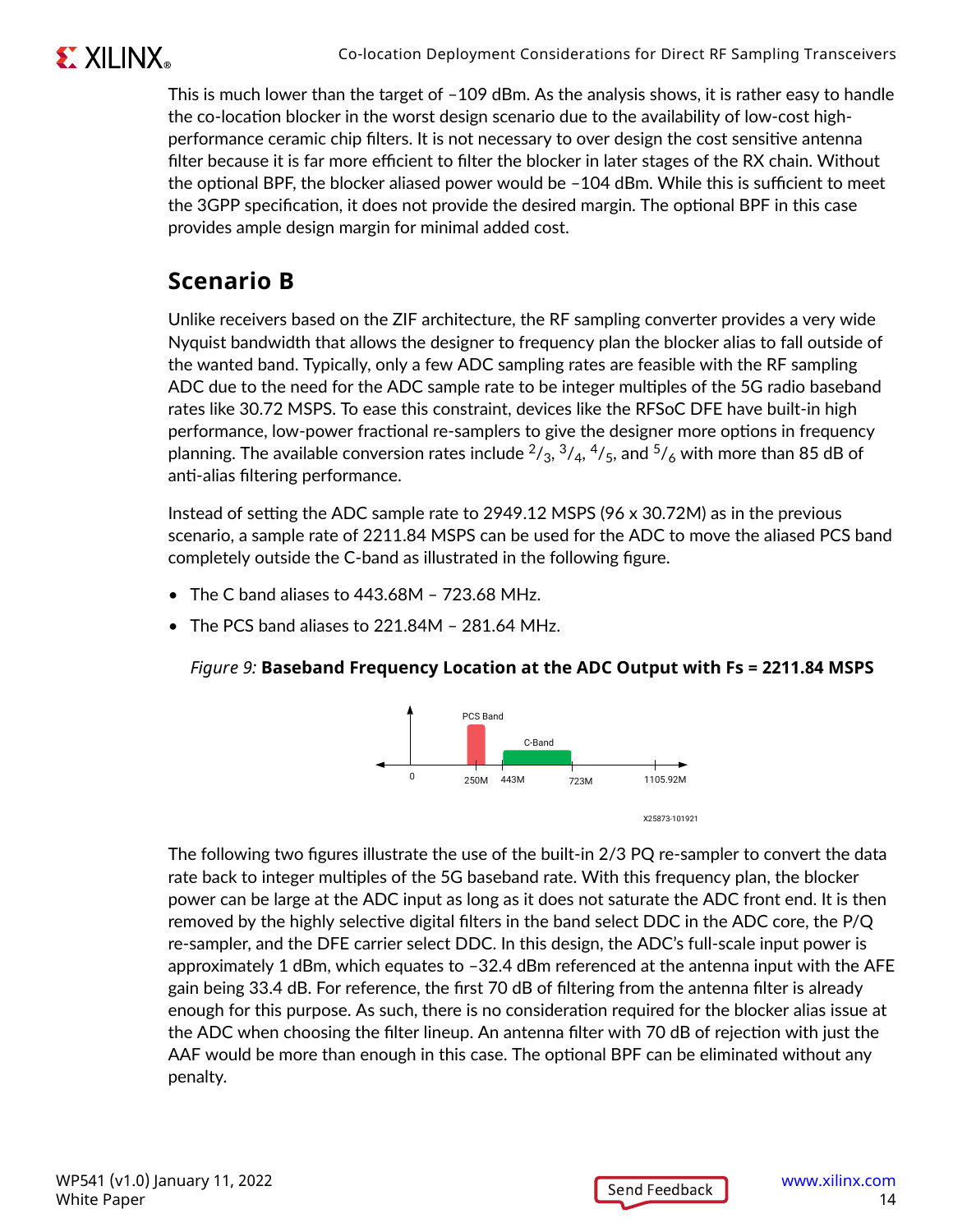This is much lower than the target of –109 dBm. As the analysis shows, it is rather easy to handle the co-location blocker in the worst design scenario due to the availability of low-cost high-performance ceramic chip filters. It is not necessary to over design the cost sensitive antenna filter because it is far more efficient to filter the blocker in later stages of the RX chain. Without the optional BPF, the blocker aliased power would be –104 dBm. While this is sufficient to meet the 3GPP specification, it does not provide the desired margin. The optional BPF in this case provides ample design margin for minimal added cost.

## Scenario B

Unlike receivers based on the ZIF architecture, the RF sampling converter provides a very wide Nyquist bandwidth that allows the designer to frequency plan the blocker alias to fall outside of the wanted band. Typically, only a few ADC sampling rates are feasible with the RF sampling ADC due to the need for the ADC sample rate to be integer multiples of the 5G radio baseband rates like 30.72 MSPS. To ease this constraint, devices like the RFSoC DFE have built-in high performance, low-power fractional re-samplers to give the designer more options in frequency planning. The available conversion rates include $^2/_3$, $^3/_4$, $^4/_5$, and $^5/_6$ with more than 85 dB of anti-alias filtering performance.

Instead of setting the ADC sample rate to 2949.12 MSPS (96 x 30.72M) as in the previous scenario, a sample rate of 2211.84 MSPS can be used for the ADC to move the aliased PCS band completely outside the C-band as illustrated in the following figure.

- The C band aliases to 443.68M – 723.68 MHz.
- The PCS band aliases to 221.84M – 281.64 MHz.

*Figure 9:* **Baseband Frequency Location at the ADC Output with Fs = 2211.84 MSPS**

The following two figures illustrate the use of the built-in 2/3 PQ re-sampler to convert the data rate back to integer multiples of the 5G baseband rate. With this frequency plan, the blocker power can be large at the ADC input as long as it does not saturate the ADC front end. It is then removed by the highly selective digital filters in the band select DDC in the ADC core, the P/Q re-sampler, and the DFE carrier select DDC. In this design, the ADC's full-scale input power is approximately 1 dBm, which equates to –32.4 dBm referenced at the antenna input with the AFE gain being 33.4 dB. For reference, the first 70 dB of filtering from the antenna filter is already enough for this purpose. As such, there is no consideration required for the blocker alias issue at the ADC when choosing the filter lineup. An antenna filter with 70 dB of rejection with just the AAF would be more than enough in this case. The optional BPF can be eliminated without any penalty.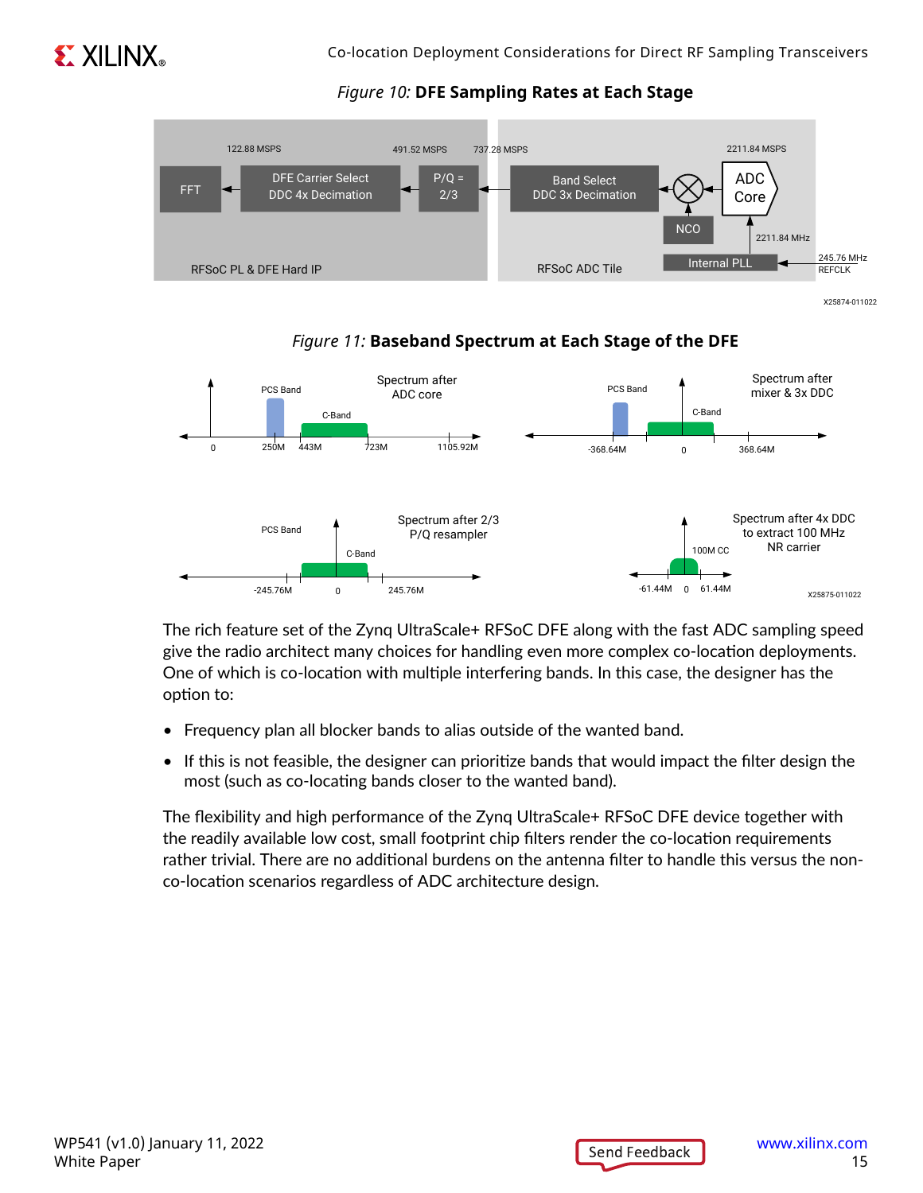*Figure 10:* **DFE Sampling Rates at Each Stage**

*Figure 11:* **Baseband Spectrum at Each Stage of the DFE**

The rich feature set of the Zynq UltraScale+ RFSoC DFE along with the fast ADC sampling speed give the radio architect many choices for handling even more complex co-location deployments. One of which is co-location with multiple interfering bands. In this case, the designer has the option to:

- Frequency plan all blocker bands to alias outside of the wanted band.
- If this is not feasible, the designer can prioritize bands that would impact the filter design the most (such as co-locating bands closer to the wanted band).

The flexibility and high performance of the Zynq UltraScale+ RFSoC DFE device together with the readily available low cost, small footprint chip filters render the co-location requirements rather trivial. There are no additional burdens on the antenna filter to handle this versus the non-co-location scenarios regardless of ADC architecture design.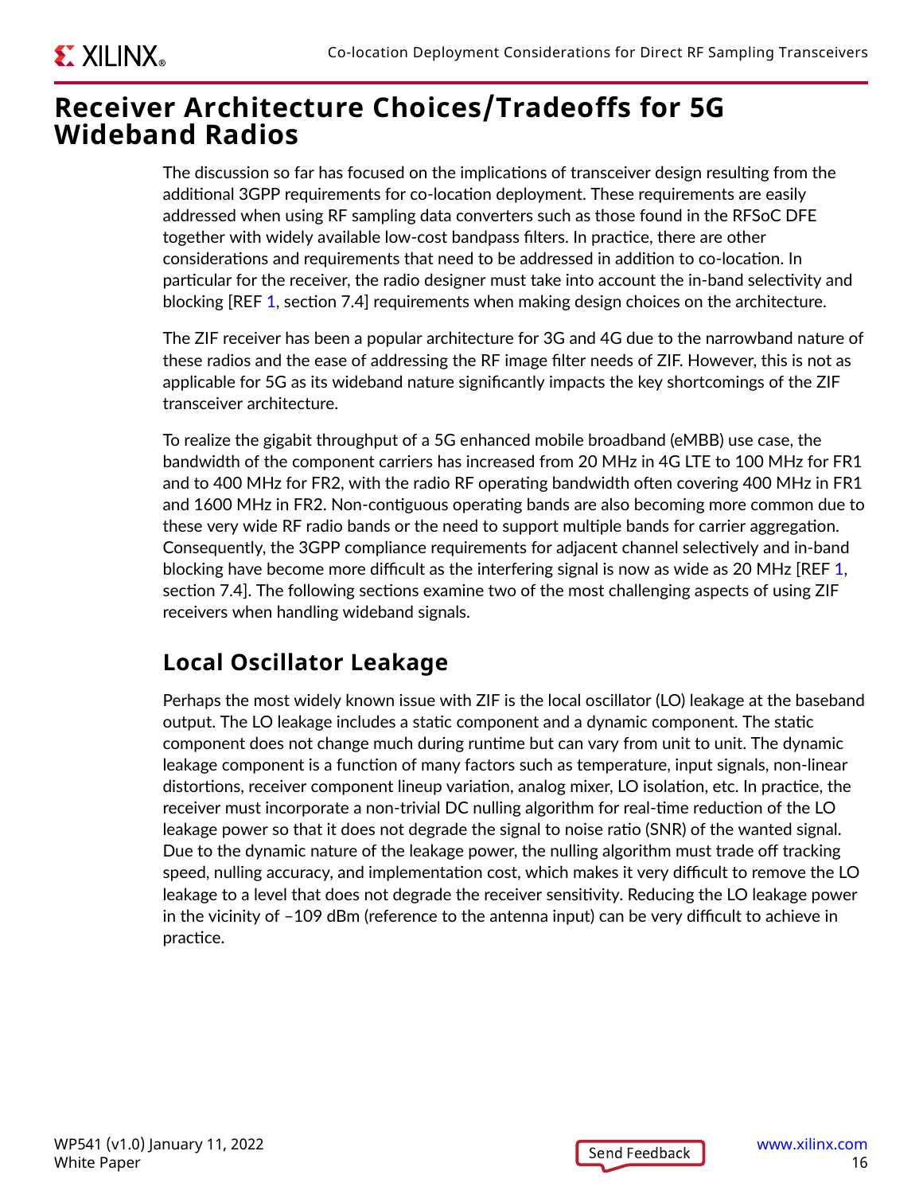# Receiver Architecture Choices/Tradeoffs for 5G Wideband Radios

The discussion so far has focused on the implications of transceiver design resulting from the additional 3GPP requirements for co-location deployment. These requirements are easily addressed when using RF sampling data converters such as those found in the RFSoC DFE together with widely available low-cost bandpass filters. In practice, there are other considerations and requirements that need to be addressed in addition to co-location. In particular for the receiver, the radio designer must take into account the in-band selectivity and blocking [REF 1, section 7.4] requirements when making design choices on the architecture.

The ZIF receiver has been a popular architecture for 3G and 4G due to the narrowband nature of these radios and the ease of addressing the RF image filter needs of ZIF. However, this is not as applicable for 5G as its wideband nature significantly impacts the key shortcomings of the ZIF transceiver architecture.

To realize the gigabit throughput of a 5G enhanced mobile broadband (eMBB) use case, the bandwidth of the component carriers has increased from 20 MHz in 4G LTE to 100 MHz for FR1 and to 400 MHz for FR2, with the radio RF operating bandwidth often covering 400 MHz in FR1 and 1600 MHz in FR2. Non-contiguous operating bands are also becoming more common due to these very wide RF radio bands or the need to support multiple bands for carrier aggregation. Consequently, the 3GPP compliance requirements for adjacent channel selectively and in-band blocking have become more difficult as the interfering signal is now as wide as 20 MHz [REF 1, section 7.4]. The following sections examine two of the most challenging aspects of using ZIF receivers when handling wideband signals.

## Local Oscillator Leakage

Perhaps the most widely known issue with ZIF is the local oscillator (LO) leakage at the baseband output. The LO leakage includes a static component and a dynamic component. The static component does not change much during runtime but can vary from unit to unit. The dynamic leakage component is a function of many factors such as temperature, input signals, non-linear distortions, receiver component lineup variation, analog mixer, LO isolation, etc. In practice, the receiver must incorporate a non-trivial DC nulling algorithm for real-time reduction of the LO leakage power so that it does not degrade the signal to noise ratio (SNR) of the wanted signal. Due to the dynamic nature of the leakage power, the nulling algorithm must trade off tracking speed, nulling accuracy, and implementation cost, which makes it very difficult to remove the LO leakage to a level that does not degrade the receiver sensitivity. Reducing the LO leakage power in the vicinity of –109 dBm (reference to the antenna input) can be very difficult to achieve in practice.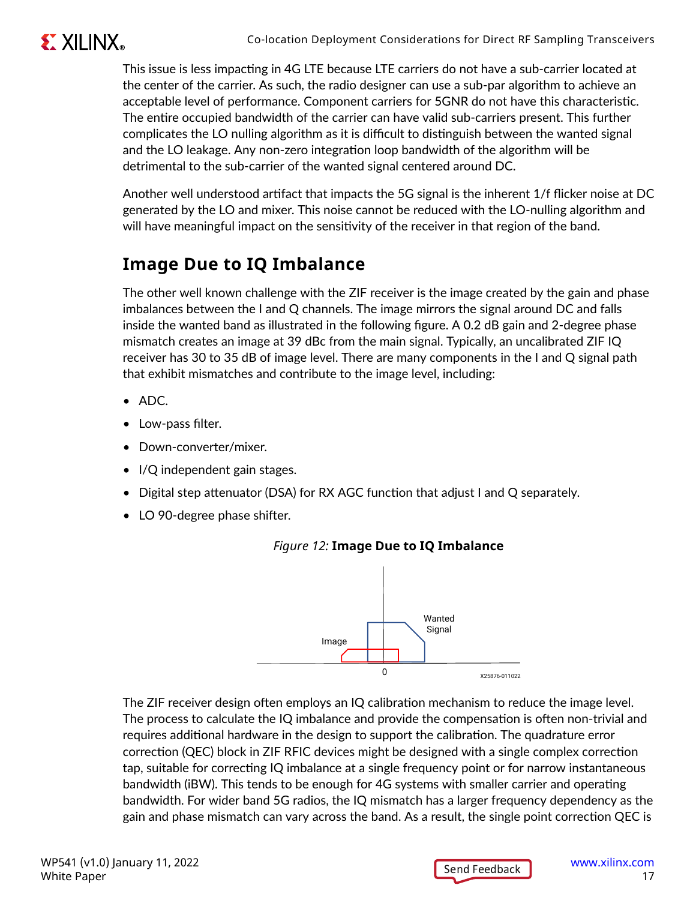This issue is less impacting in 4G LTE because LTE carriers do not have a sub-carrier located at the center of the carrier. As such, the radio designer can use a sub-par algorithm to achieve an acceptable level of performance. Component carriers for 5GNR do not have this characteristic. The entire occupied bandwidth of the carrier can have valid sub-carriers present. This further complicates the LO nulling algorithm as it is difficult to distinguish between the wanted signal and the LO leakage. Any non-zero integration loop bandwidth of the algorithm will be detrimental to the sub-carrier of the wanted signal centered around DC.

Another well understood artifact that impacts the 5G signal is the inherent 1/f flicker noise at DC generated by the LO and mixer. This noise cannot be reduced with the LO-nulling algorithm and will have meaningful impact on the sensitivity of the receiver in that region of the band.

## Image Due to IQ Imbalance

The other well known challenge with the ZIF receiver is the image created by the gain and phase imbalances between the I and Q channels. The image mirrors the signal around DC and falls inside the wanted band as illustrated in the following figure. A 0.2 dB gain and 2-degree phase mismatch creates an image at 39 dBc from the main signal. Typically, an uncalibrated ZIF IQ receiver has 30 to 35 dB of image level. There are many components in the I and Q signal path that exhibit mismatches and contribute to the image level, including:

- ADC.
- Low-pass filter.
- Down-converter/mixer.
- I/Q independent gain stages.
- Digital step attenuator (DSA) for RX AGC function that adjust I and Q separately.
- LO 90-degree phase shifter.

*Figure 12:* **Image Due to IQ Imbalance**

The ZIF receiver design often employs an IQ calibration mechanism to reduce the image level. The process to calculate the IQ imbalance and provide the compensation is often non-trivial and requires additional hardware in the design to support the calibration. The quadrature error correction (QEC) block in ZIF RFIC devices might be designed with a single complex correction tap, suitable for correcting IQ imbalance at a single frequency point or for narrow instantaneous bandwidth (iBW). This tends to be enough for 4G systems with smaller carrier and operating bandwidth. For wider band 5G radios, the IQ mismatch has a larger frequency dependency as the gain and phase mismatch can vary across the band. As a result, the single point correction QEC is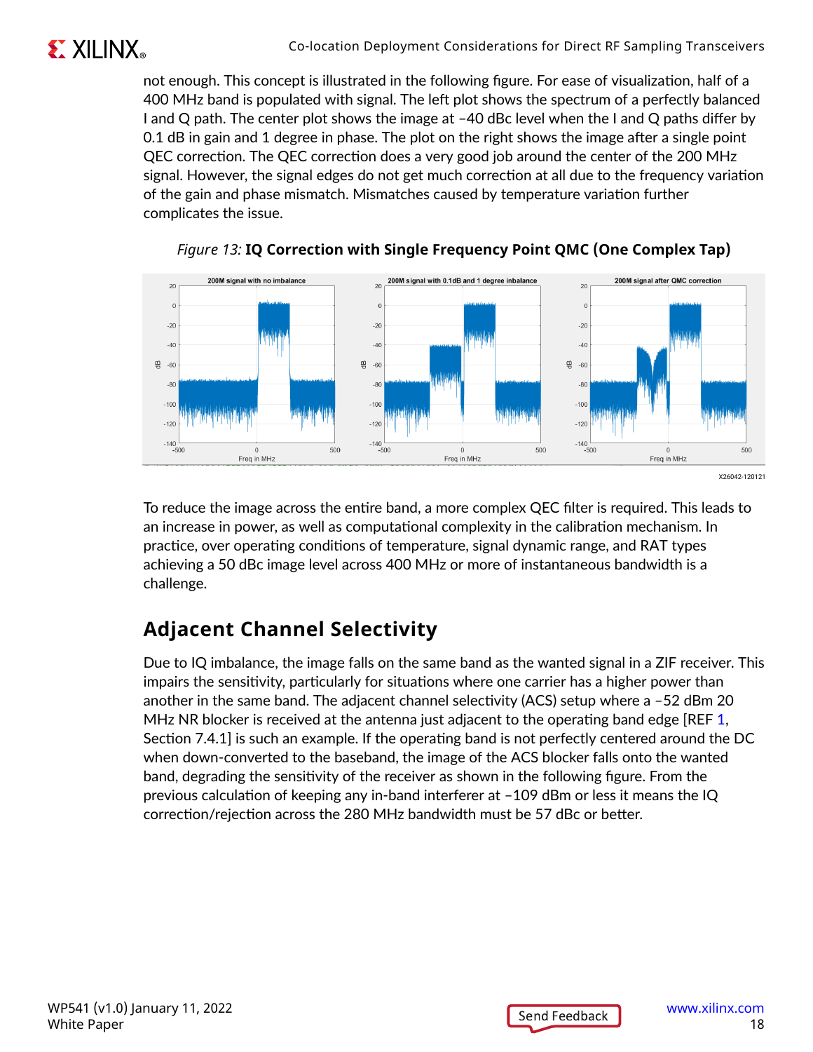not enough. This concept is illustrated in the following figure. For ease of visualization, half of a 400 MHz band is populated with signal. The left plot shows the spectrum of a perfectly balanced I and Q path. The center plot shows the image at –40 dBc level when the I and Q paths differ by 0.1 dB in gain and 1 degree in phase. The plot on the right shows the image after a single point QEC correction. The QEC correction does a very good job around the center of the 200 MHz signal. However, the signal edges do not get much correction at all due to the frequency variation of the gain and phase mismatch. Mismatches caused by temperature variation further complicates the issue.

*Figure 13:* **IQ Correction with Single Frequency Point QMC (One Complex Tap)**

To reduce the image across the entire band, a more complex QEC filter is required. This leads to an increase in power, as well as computational complexity in the calibration mechanism. In practice, over operating conditions of temperature, signal dynamic range, and RAT types achieving a 50 dBc image level across 400 MHz or more of instantaneous bandwidth is a challenge.

## Adjacent Channel Selectivity

Due to IQ imbalance, the image falls on the same band as the wanted signal in a ZIF receiver. This impairs the sensitivity, particularly for situations where one carrier has a higher power than another in the same band. The adjacent channel selectivity (ACS) setup where a –52 dBm 20 MHz NR blocker is received at the antenna just adjacent to the operating band edge [REF 1, Section 7.4.1] is such an example. If the operating band is not perfectly centered around the DC when down-converted to the baseband, the image of the ACS blocker falls onto the wanted band, degrading the sensitivity of the receiver as shown in the following figure. From the previous calculation of keeping any in-band interferer at –109 dBm or less it means the IQ correction/rejection across the 280 MHz bandwidth must be 57 dBc or better.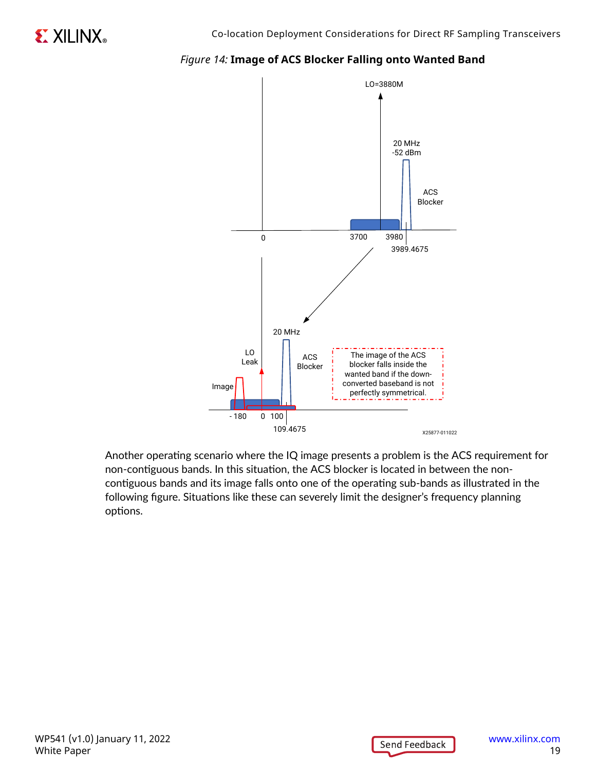*Figure 14:* **Image of ACS Blocker Falling onto Wanted Band**

Another operating scenario where the IQ image presents a problem is the ACS requirement for non-contiguous bands. In this situation, the ACS blocker is located in between the non-contiguous bands and its image falls onto one of the operating sub-bands as illustrated in the following figure. Situations like these can severely limit the designer's frequency planning options.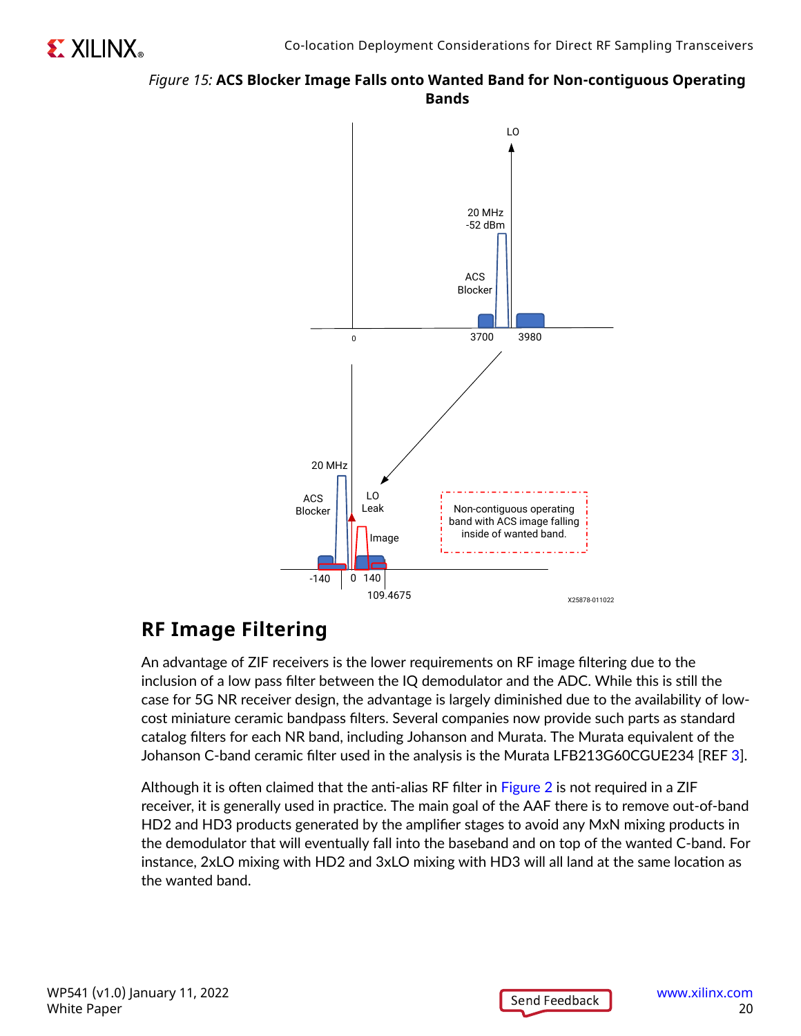*Figure 15:* **ACS Blocker Image Falls onto Wanted Band for Non-contiguous Operating Bands**

## RF Image Filtering

An advantage of ZIF receivers is the lower requirements on RF image filtering due to the inclusion of a low pass filter between the IQ demodulator and the ADC. While this is still the case for 5G NR receiver design, the advantage is largely diminished due to the availability of low-cost miniature ceramic bandpass filters. Several companies now provide such parts as standard catalog filters for each NR band, including Johanson and Murata. The Murata equivalent of the Johanson C-band ceramic filter used in the analysis is the Murata LFB213G60CGUE234 [REF 3].

Although it is often claimed that the anti-alias RF filter in Figure 2 is not required in a ZIF receiver, it is generally used in practice. The main goal of the AAF there is to remove out-of-band HD2 and HD3 products generated by the amplifier stages to avoid any MxN mixing products in the demodulator that will eventually fall into the baseband and on top of the wanted C-band. For instance, 2xLO mixing with HD2 and 3xLO mixing with HD3 will all land at the same location as the wanted band.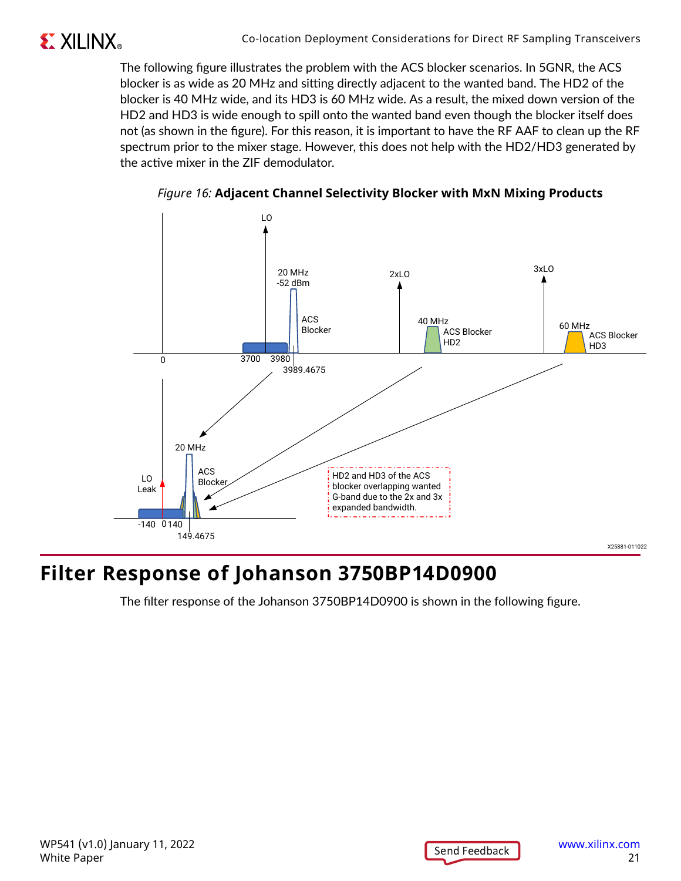The following figure illustrates the problem with the ACS blocker scenarios. In 5GNR, the ACS blocker is as wide as 20 MHz and sitting directly adjacent to the wanted band. The HD2 of the blocker is 40 MHz wide, and its HD3 is 60 MHz wide. As a result, the mixed down version of the HD2 and HD3 is wide enough to spill onto the wanted band even though the blocker itself does not (as shown in the figure). For this reason, it is important to have the RF AAF to clean up the RF spectrum prior to the mixer stage. However, this does not help with the HD2/HD3 generated by the active mixer in the ZIF demodulator.

*Figure 16:* **Adjacent Channel Selectivity Blocker with MxN Mixing Products**

# Filter Response of Johanson 3750BP14D0900

The filter response of the Johanson 3750BP14D0900 is shown in the following figure.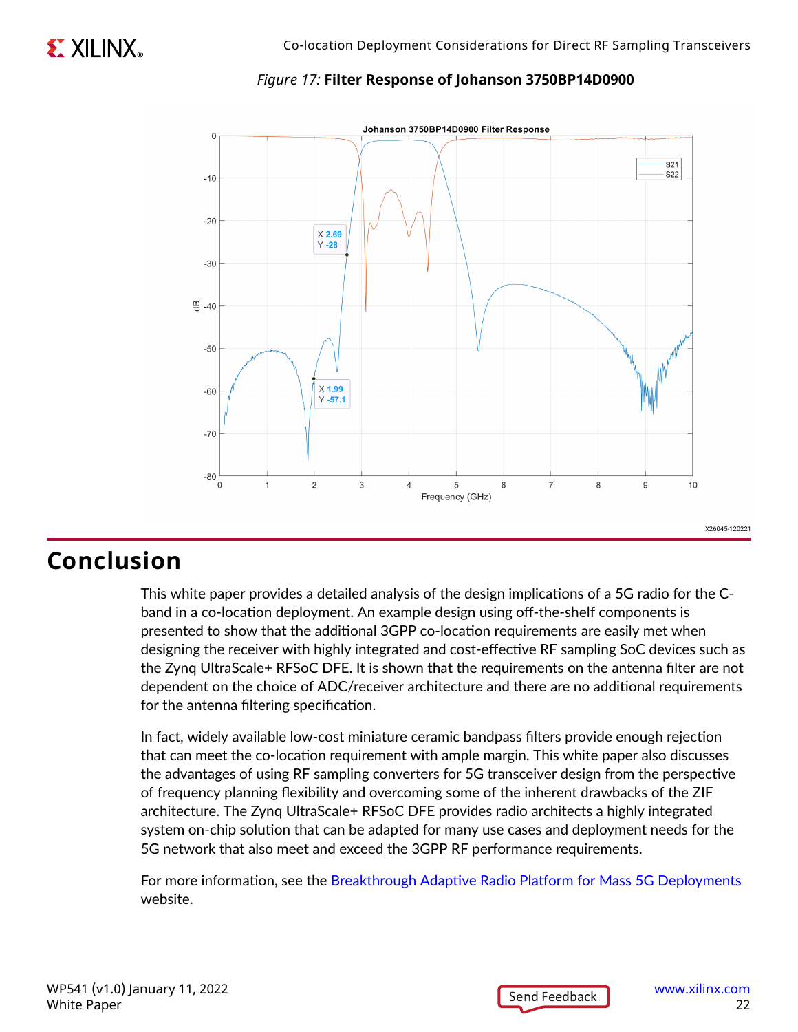*Figure 17:* **Filter Response of Johanson 3750BP14D0900**

## Conclusion

This white paper provides a detailed analysis of the design implications of a 5G radio for the C-band in a co-location deployment. An example design using off-the-shelf components is presented to show that the additional 3GPP co-location requirements are easily met when designing the receiver with highly integrated and cost-effective RF sampling SoC devices such as the Zynq UltraScale+ RFSoC DFE. It is shown that the requirements on the antenna filter are not dependent on the choice of ADC/receiver architecture and there are no additional requirements for the antenna filtering specification.

In fact, widely available low-cost miniature ceramic bandpass filters provide enough rejection that can meet the co-location requirement with ample margin. This white paper also discusses the advantages of using RF sampling converters for 5G transceiver design from the perspective of frequency planning flexibility and overcoming some of the inherent drawbacks of the ZIF architecture. The Zynq UltraScale+ RFSoC DFE provides radio architects a highly integrated system on-chip solution that can be adapted for many use cases and deployment needs for the 5G network that also meet and exceed the 3GPP RF performance requirements.

For more information, see the Breakthrough Adaptive Radio Platform for Mass 5G Deployments website.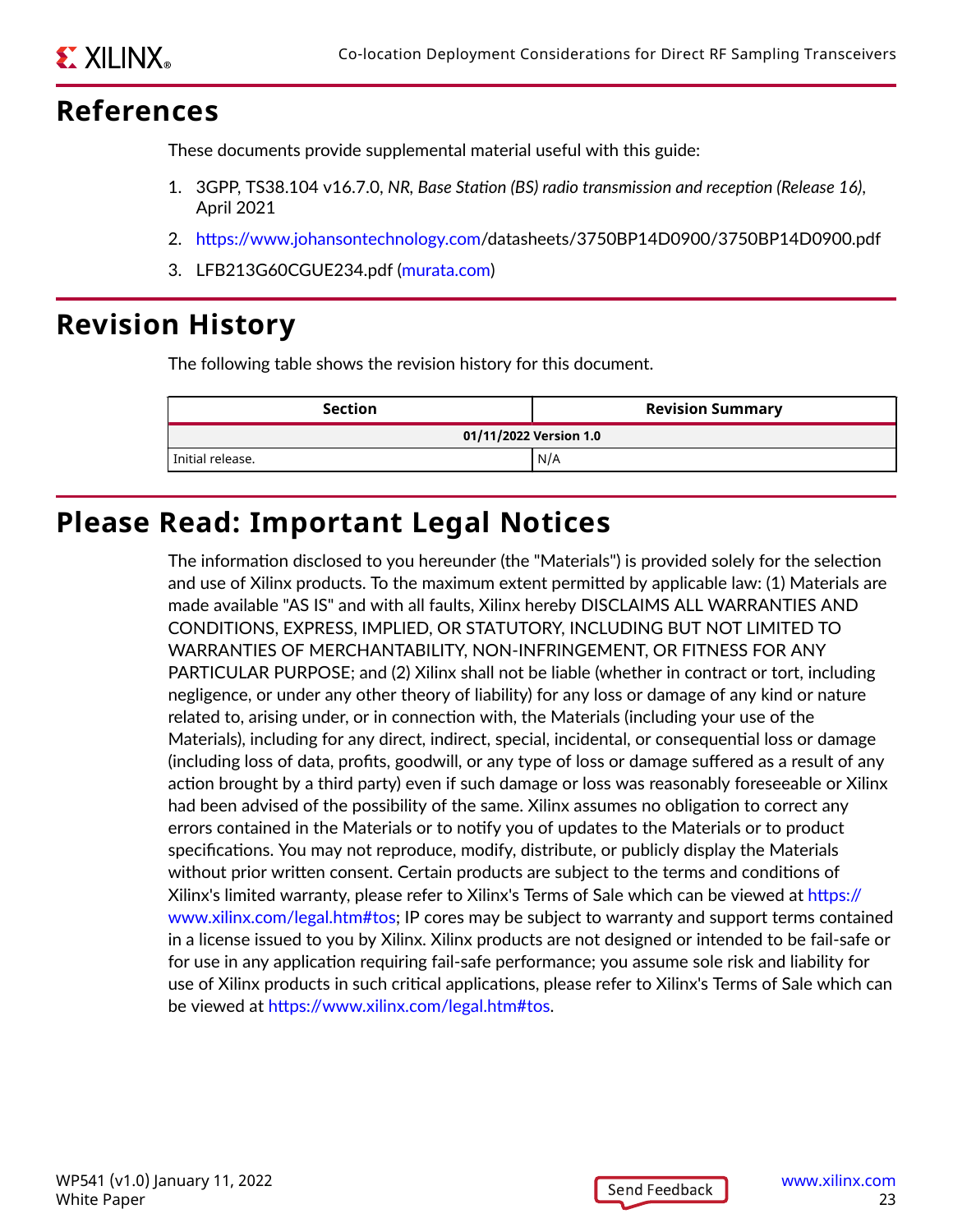# References

These documents provide supplemental material useful with this guide:

1. 3GPP, TS38.104 v16.7.0, *NR, Base Station (BS) radio transmission and reception (Release 16)*, April 2021
2. https://www.johansontechnology.com/datasheets/3750BP14D0900/3750BP14D0900.pdf
3. LFB213G60CGUE234.pdf (murata.com)

# Revision History

The following table shows the revision history for this document.

| Section | Revision Summary |
|---|---|
| **01/11/2022 Version 1.0** | |
| Initial release. | N/A |

# Please Read: Important Legal Notices

The information disclosed to you hereunder (the "Materials") is provided solely for the selection and use of Xilinx products. To the maximum extent permitted by applicable law: (1) Materials are made available "AS IS" and with all faults, Xilinx hereby DISCLAIMS ALL WARRANTIES AND CONDITIONS, EXPRESS, IMPLIED, OR STATUTORY, INCLUDING BUT NOT LIMITED TO WARRANTIES OF MERCHANTABILITY, NON-INFRINGEMENT, OR FITNESS FOR ANY PARTICULAR PURPOSE; and (2) Xilinx shall not be liable (whether in contract or tort, including negligence, or under any other theory of liability) for any loss or damage of any kind or nature related to, arising under, or in connection with, the Materials (including your use of the Materials), including for any direct, indirect, special, incidental, or consequential loss or damage (including loss of data, profits, goodwill, or any type of loss or damage suffered as a result of any action brought by a third party) even if such damage or loss was reasonably foreseeable or Xilinx had been advised of the possibility of the same. Xilinx assumes no obligation to correct any errors contained in the Materials or to notify you of updates to the Materials or to product specifications. You may not reproduce, modify, distribute, or publicly display the Materials without prior written consent. Certain products are subject to the terms and conditions of Xilinx's limited warranty, please refer to Xilinx's Terms of Sale which can be viewed at https://www.xilinx.com/legal.htm#tos; IP cores may be subject to warranty and support terms contained in a license issued to you by Xilinx. Xilinx products are not designed or intended to be fail-safe or for use in any application requiring fail-safe performance; you assume sole risk and liability for use of Xilinx products in such critical applications, please refer to Xilinx's Terms of Sale which can be viewed at https://www.xilinx.com/legal.htm#tos.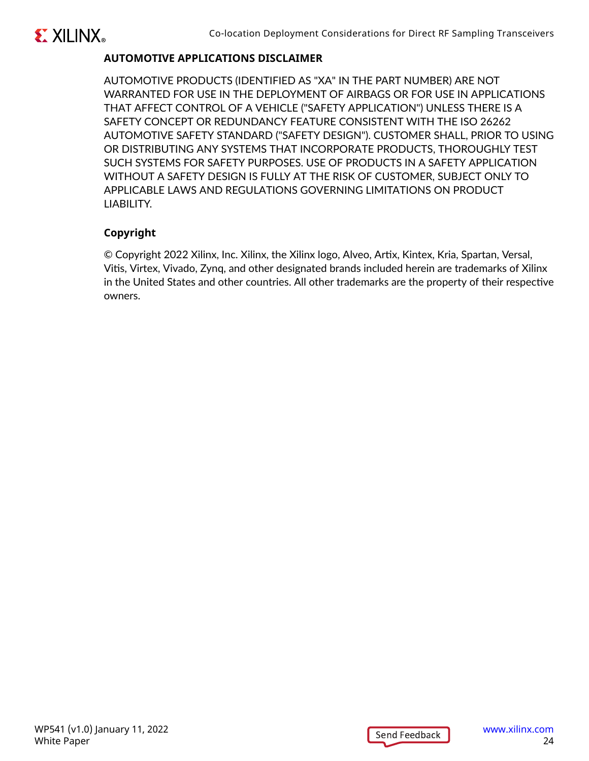### AUTOMOTIVE APPLICATIONS DISCLAIMER

AUTOMOTIVE PRODUCTS (IDENTIFIED AS "XA" IN THE PART NUMBER) ARE NOT WARRANTED FOR USE IN THE DEPLOYMENT OF AIRBAGS OR FOR USE IN APPLICATIONS THAT AFFECT CONTROL OF A VEHICLE ("SAFETY APPLICATION") UNLESS THERE IS A SAFETY CONCEPT OR REDUNDANCY FEATURE CONSISTENT WITH THE ISO 26262 AUTOMOTIVE SAFETY STANDARD ("SAFETY DESIGN"). CUSTOMER SHALL, PRIOR TO USING OR DISTRIBUTING ANY SYSTEMS THAT INCORPORATE PRODUCTS, THOROUGHLY TEST SUCH SYSTEMS FOR SAFETY PURPOSES. USE OF PRODUCTS IN A SAFETY APPLICATION WITHOUT A SAFETY DESIGN IS FULLY AT THE RISK OF CUSTOMER, SUBJECT ONLY TO APPLICABLE LAWS AND REGULATIONS GOVERNING LIMITATIONS ON PRODUCT LIABILITY.

### Copyright

© Copyright 2022 Xilinx, Inc. Xilinx, the Xilinx logo, Alveo, Artix, Kintex, Kria, Spartan, Versal, Vitis, Virtex, Vivado, Zynq, and other designated brands included herein are trademarks of Xilinx in the United States and other countries. All other trademarks are the property of their respective owners.